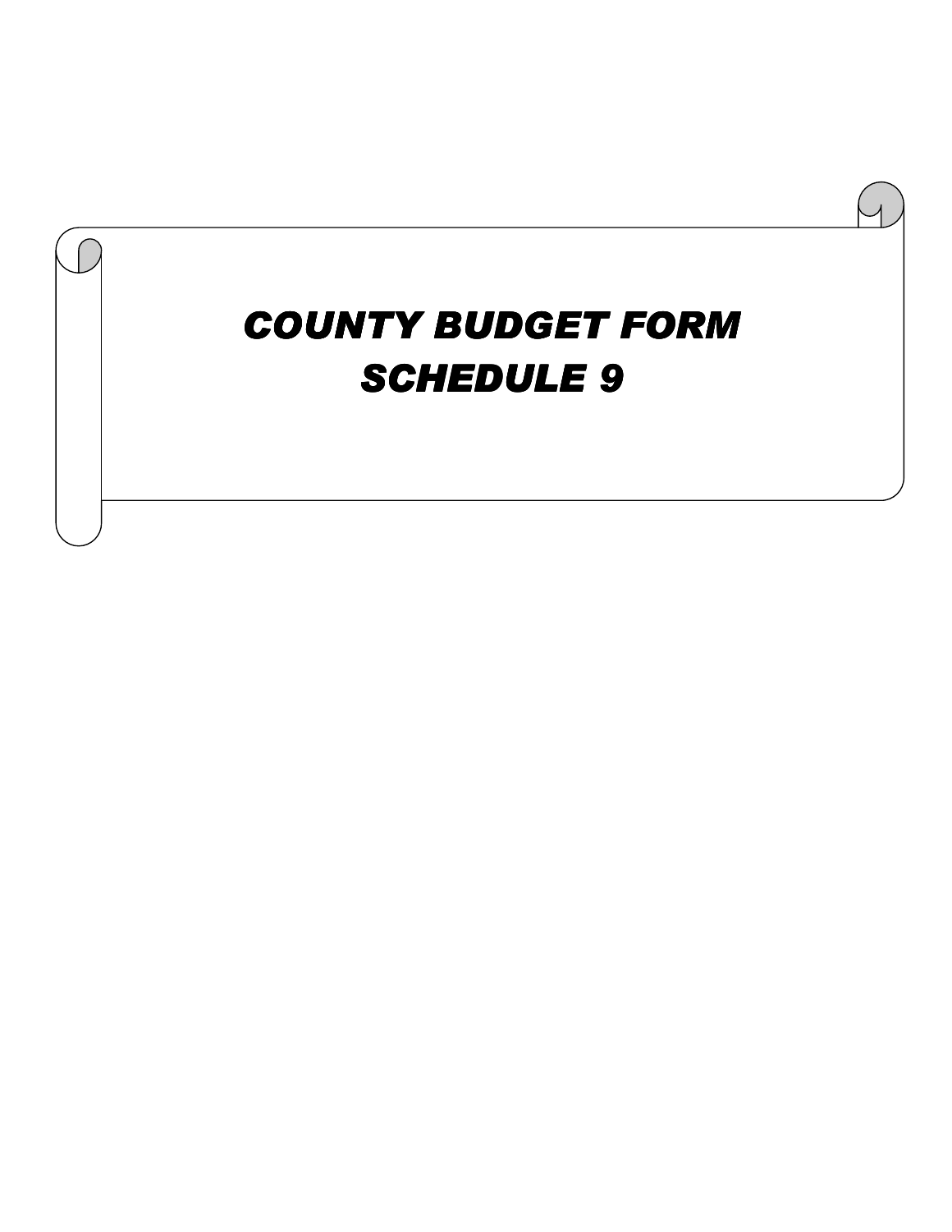# COUNTY BUDGET FORM
# SCHEDULE 9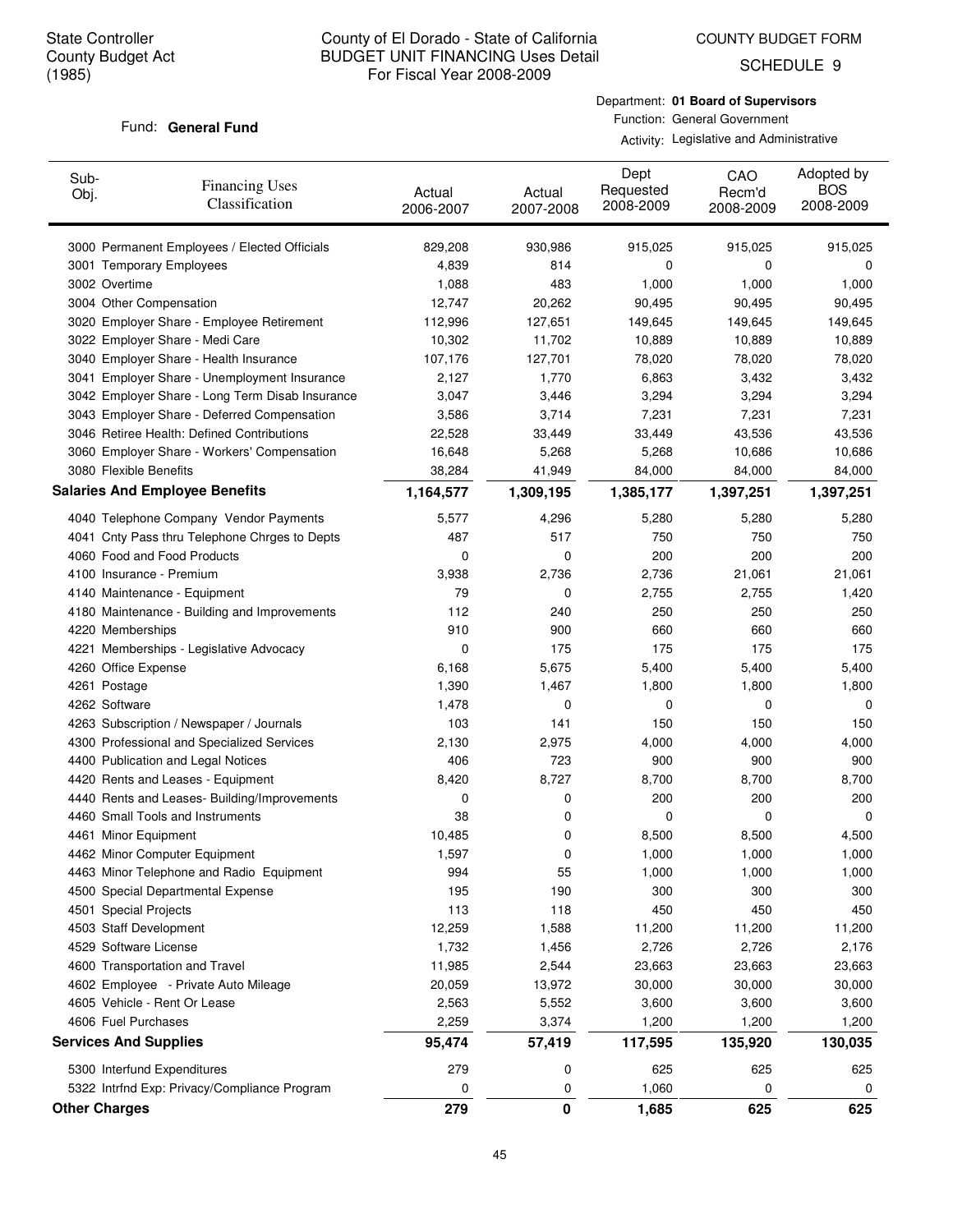State Controller
County Budget Act
(1985)

County of El Dorado - State of California
BUDGET UNIT FINANCING Uses Detail
For Fiscal Year 2008-2009

COUNTY BUDGET FORM
SCHEDULE 9

Fund: **General Fund**

Department: **01 Board of Supervisors**
Function: General Government
Activity: Legislative and Administrative

| Sub-Obj. | Financing Uses Classification | Actual 2006-2007 | Actual 2007-2008 | Dept Requested 2008-2009 | CAO Recm'd 2008-2009 | Adopted by BOS 2008-2009 |
|---|---|---|---|---|---|---|
| 3000 | Permanent Employees / Elected Officials | 829,208 | 930,986 | 915,025 | 915,025 | 915,025 |
| 3001 | Temporary Employees | 4,839 | 814 | 0 | 0 | 0 |
| 3002 | Overtime | 1,088 | 483 | 1,000 | 1,000 | 1,000 |
| 3004 | Other Compensation | 12,747 | 20,262 | 90,495 | 90,495 | 90,495 |
| 3020 | Employer Share - Employee Retirement | 112,996 | 127,651 | 149,645 | 149,645 | 149,645 |
| 3022 | Employer Share - Medi Care | 10,302 | 11,702 | 10,889 | 10,889 | 10,889 |
| 3040 | Employer Share - Health Insurance | 107,176 | 127,701 | 78,020 | 78,020 | 78,020 |
| 3041 | Employer Share - Unemployment Insurance | 2,127 | 1,770 | 6,863 | 3,432 | 3,432 |
| 3042 | Employer Share - Long Term Disab Insurance | 3,047 | 3,446 | 3,294 | 3,294 | 3,294 |
| 3043 | Employer Share - Deferred Compensation | 3,586 | 3,714 | 7,231 | 7,231 | 7,231 |
| 3046 | Retiree Health: Defined Contributions | 22,528 | 33,449 | 33,449 | 43,536 | 43,536 |
| 3060 | Employer Share - Workers' Compensation | 16,648 | 5,268 | 5,268 | 10,686 | 10,686 |
| 3080 | Flexible Benefits | 38,284 | 41,949 | 84,000 | 84,000 | 84,000 |
| **Salaries And Employee Benefits** | | **1,164,577** | **1,309,195** | **1,385,177** | **1,397,251** | **1,397,251** |
| 4040 | Telephone Company Vendor Payments | 5,577 | 4,296 | 5,280 | 5,280 | 5,280 |
| 4041 | Cnty Pass thru Telephone Chrges to Depts | 487 | 517 | 750 | 750 | 750 |
| 4060 | Food and Food Products | 0 | 0 | 200 | 200 | 200 |
| 4100 | Insurance - Premium | 3,938 | 2,736 | 2,736 | 21,061 | 21,061 |
| 4140 | Maintenance - Equipment | 79 | 0 | 2,755 | 2,755 | 1,420 |
| 4180 | Maintenance - Building and Improvements | 112 | 240 | 250 | 250 | 250 |
| 4220 | Memberships | 910 | 900 | 660 | 660 | 660 |
| 4221 | Memberships - Legislative Advocacy | 0 | 175 | 175 | 175 | 175 |
| 4260 | Office Expense | 6,168 | 5,675 | 5,400 | 5,400 | 5,400 |
| 4261 | Postage | 1,390 | 1,467 | 1,800 | 1,800 | 1,800 |
| 4262 | Software | 1,478 | 0 | 0 | 0 | 0 |
| 4263 | Subscription / Newspaper / Journals | 103 | 141 | 150 | 150 | 150 |
| 4300 | Professional and Specialized Services | 2,130 | 2,975 | 4,000 | 4,000 | 4,000 |
| 4400 | Publication and Legal Notices | 406 | 723 | 900 | 900 | 900 |
| 4420 | Rents and Leases - Equipment | 8,420 | 8,727 | 8,700 | 8,700 | 8,700 |
| 4440 | Rents and Leases- Building/Improvements | 0 | 0 | 200 | 200 | 200 |
| 4460 | Small Tools and Instruments | 38 | 0 | 0 | 0 | 0 |
| 4461 | Minor Equipment | 10,485 | 0 | 8,500 | 8,500 | 4,500 |
| 4462 | Minor Computer Equipment | 1,597 | 0 | 1,000 | 1,000 | 1,000 |
| 4463 | Minor Telephone and Radio Equipment | 994 | 55 | 1,000 | 1,000 | 1,000 |
| 4500 | Special Departmental Expense | 195 | 190 | 300 | 300 | 300 |
| 4501 | Special Projects | 113 | 118 | 450 | 450 | 450 |
| 4503 | Staff Development | 12,259 | 1,588 | 11,200 | 11,200 | 11,200 |
| 4529 | Software License | 1,732 | 1,456 | 2,726 | 2,726 | 2,176 |
| 4600 | Transportation and Travel | 11,985 | 2,544 | 23,663 | 23,663 | 23,663 |
| 4602 | Employee - Private Auto Mileage | 20,059 | 13,972 | 30,000 | 30,000 | 30,000 |
| 4605 | Vehicle - Rent Or Lease | 2,563 | 5,552 | 3,600 | 3,600 | 3,600 |
| 4606 | Fuel Purchases | 2,259 | 3,374 | 1,200 | 1,200 | 1,200 |
| **Services And Supplies** | | **95,474** | **57,419** | **117,595** | **135,920** | **130,035** |
| 5300 | Interfund Expenditures | 279 | 0 | 625 | 625 | 625 |
| 5322 | Intrfnd Exp: Privacy/Compliance Program | 0 | 0 | 1,060 | 0 | 0 |
| **Other Charges** | | **279** | **0** | **1,685** | **625** | **625** |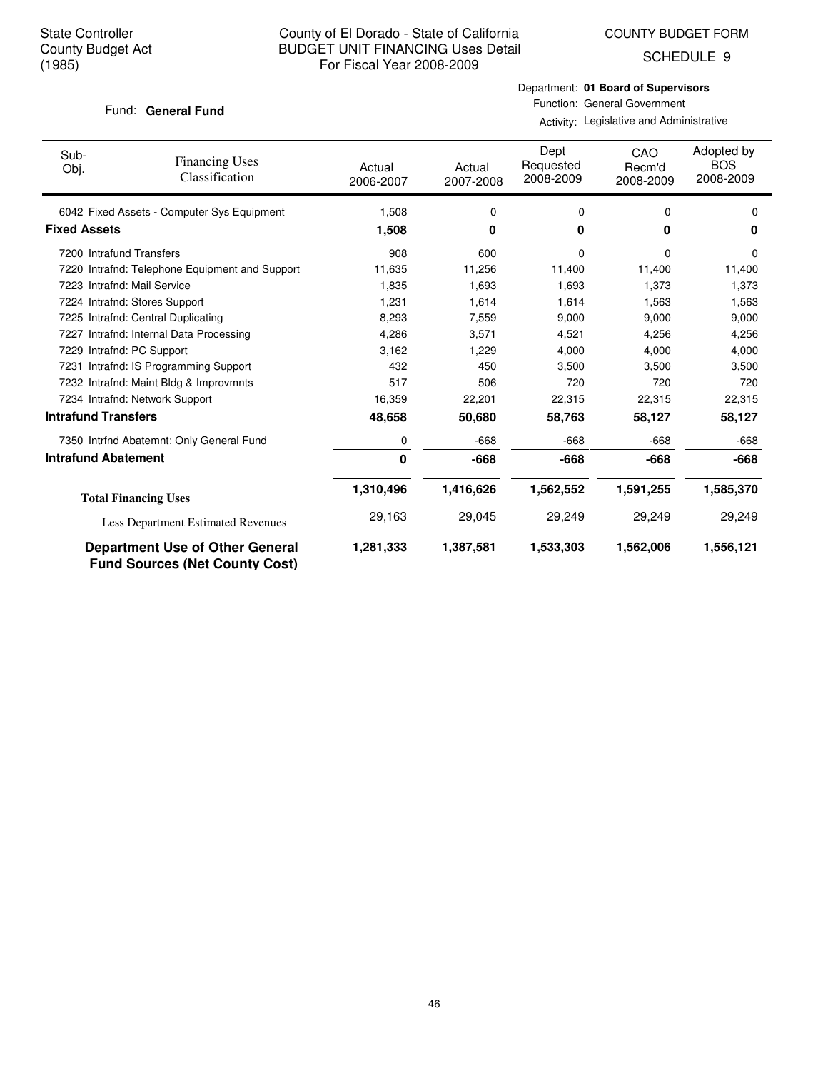State Controller
County Budget Act
(1985)

# County of El Dorado - State of California
## BUDGET UNIT FINANCING Uses Detail
For Fiscal Year 2008-2009

COUNTY BUDGET FORM
SCHEDULE 9

Fund: **General Fund**

Department: **01 Board of Supervisors**
Function: General Government
Activity: Legislative and Administrative

| Sub-Obj. | Financing Uses Classification | Actual 2006-2007 | Actual 2007-2008 | Dept Requested 2008-2009 | CAO Recm'd 2008-2009 | Adopted by BOS 2008-2009 |
|---|---|---|---|---|---|---|
| 6042 | Fixed Assets - Computer Sys Equipment | 1,508 | 0 | 0 | 0 | 0 |
| **Fixed Assets** | | **1,508** | **0** | **0** | **0** | **0** |
| 7200 | Intrafund Transfers | 908 | 600 | 0 | 0 | 0 |
| 7220 | Intrafnd: Telephone Equipment and Support | 11,635 | 11,256 | 11,400 | 11,400 | 11,400 |
| 7223 | Intrafnd: Mail Service | 1,835 | 1,693 | 1,693 | 1,373 | 1,373 |
| 7224 | Intrafnd: Stores Support | 1,231 | 1,614 | 1,614 | 1,563 | 1,563 |
| 7225 | Intrafnd: Central Duplicating | 8,293 | 7,559 | 9,000 | 9,000 | 9,000 |
| 7227 | Intrafnd: Internal Data Processing | 4,286 | 3,571 | 4,521 | 4,256 | 4,256 |
| 7229 | Intrafnd: PC Support | 3,162 | 1,229 | 4,000 | 4,000 | 4,000 |
| 7231 | Intrafnd: IS Programming Support | 432 | 450 | 3,500 | 3,500 | 3,500 |
| 7232 | Intrafnd: Maint Bldg & Improvmnts | 517 | 506 | 720 | 720 | 720 |
| 7234 | Intrafnd: Network Support | 16,359 | 22,201 | 22,315 | 22,315 | 22,315 |
| **Intrafund Transfers** | | **48,658** | **50,680** | **58,763** | **58,127** | **58,127** |
| 7350 | Intrfnd Abatemnt: Only General Fund | 0 | -668 | -668 | -668 | -668 |
| **Intrafund Abatement** | | **0** | **-668** | **-668** | **-668** | **-668** |
| **Total Financing Uses** | | **1,310,496** | **1,416,626** | **1,562,552** | **1,591,255** | **1,585,370** |
| Less Department Estimated Revenues | | 29,163 | 29,045 | 29,249 | 29,249 | 29,249 |
| **Department Use of Other General Fund Sources (Net County Cost)** | | **1,281,333** | **1,387,581** | **1,533,303** | **1,562,006** | **1,556,121** |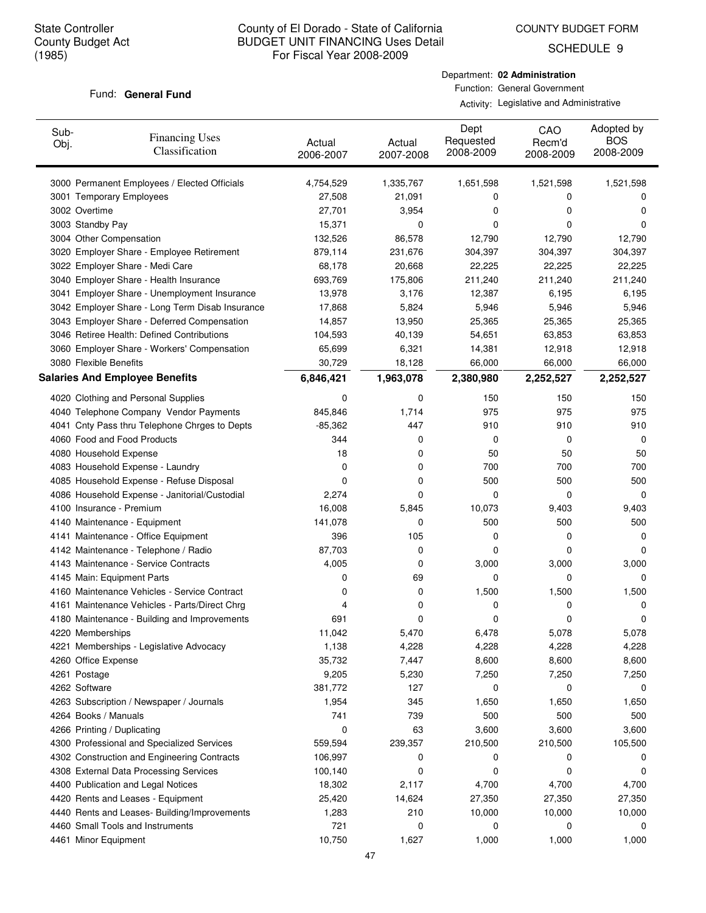State Controller
County Budget Act
(1985)

County of El Dorado - State of California
BUDGET UNIT FINANCING Uses Detail
For Fiscal Year 2008-2009

COUNTY BUDGET FORM
SCHEDULE 9

Fund: **General Fund**

Department: **02 Administration**
Function: General Government
Activity: Legislative and Administrative

| Sub-Obj. | Financing Uses Classification | Actual 2006-2007 | Actual 2007-2008 | Dept Requested 2008-2009 | CAO Recm'd 2008-2009 | Adopted by BOS 2008-2009 |
|---|---|---|---|---|---|---|
| 3000 | Permanent Employees / Elected Officials | 4,754,529 | 1,335,767 | 1,651,598 | 1,521,598 | 1,521,598 |
| 3001 | Temporary Employees | 27,508 | 21,091 | 0 | 0 | 0 |
| 3002 | Overtime | 27,701 | 3,954 | 0 | 0 | 0 |
| 3003 | Standby Pay | 15,371 | 0 | 0 | 0 | 0 |
| 3004 | Other Compensation | 132,526 | 86,578 | 12,790 | 12,790 | 12,790 |
| 3020 | Employer Share - Employee Retirement | 879,114 | 231,676 | 304,397 | 304,397 | 304,397 |
| 3022 | Employer Share - Medi Care | 68,178 | 20,668 | 22,225 | 22,225 | 22,225 |
| 3040 | Employer Share - Health Insurance | 693,769 | 175,806 | 211,240 | 211,240 | 211,240 |
| 3041 | Employer Share - Unemployment Insurance | 13,978 | 3,176 | 12,387 | 6,195 | 6,195 |
| 3042 | Employer Share - Long Term Disab Insurance | 17,868 | 5,824 | 5,946 | 5,946 | 5,946 |
| 3043 | Employer Share - Deferred Compensation | 14,857 | 13,950 | 25,365 | 25,365 | 25,365 |
| 3046 | Retiree Health: Defined Contributions | 104,593 | 40,139 | 54,651 | 63,853 | 63,853 |
| 3060 | Employer Share - Workers' Compensation | 65,699 | 6,321 | 14,381 | 12,918 | 12,918 |
| 3080 | Flexible Benefits | 30,729 | 18,128 | 66,000 | 66,000 | 66,000 |
| **Salaries And Employee Benefits** | | **6,846,421** | **1,963,078** | **2,380,980** | **2,252,527** | **2,252,527** |
| 4020 | Clothing and Personal Supplies | 0 | 0 | 150 | 150 | 150 |
| 4040 | Telephone Company Vendor Payments | 845,846 | 1,714 | 975 | 975 | 975 |
| 4041 | Cnty Pass thru Telephone Chrges to Depts | -85,362 | 447 | 910 | 910 | 910 |
| 4060 | Food and Food Products | 344 | 0 | 0 | 0 | 0 |
| 4080 | Household Expense | 18 | 0 | 50 | 50 | 50 |
| 4083 | Household Expense - Laundry | 0 | 0 | 700 | 700 | 700 |
| 4085 | Household Expense - Refuse Disposal | 0 | 0 | 500 | 500 | 500 |
| 4086 | Household Expense - Janitorial/Custodial | 2,274 | 0 | 0 | 0 | 0 |
| 4100 | Insurance - Premium | 16,008 | 5,845 | 10,073 | 9,403 | 9,403 |
| 4140 | Maintenance - Equipment | 141,078 | 0 | 500 | 500 | 500 |
| 4141 | Maintenance - Office Equipment | 396 | 105 | 0 | 0 | 0 |
| 4142 | Maintenance - Telephone / Radio | 87,703 | 0 | 0 | 0 | 0 |
| 4143 | Maintenance - Service Contracts | 4,005 | 0 | 3,000 | 3,000 | 3,000 |
| 4145 | Main: Equipment Parts | 0 | 69 | 0 | 0 | 0 |
| 4160 | Maintenance Vehicles - Service Contract | 0 | 0 | 1,500 | 1,500 | 1,500 |
| 4161 | Maintenance Vehicles - Parts/Direct Chrg | 4 | 0 | 0 | 0 | 0 |
| 4180 | Maintenance - Building and Improvements | 691 | 0 | 0 | 0 | 0 |
| 4220 | Memberships | 11,042 | 5,470 | 6,478 | 5,078 | 5,078 |
| 4221 | Memberships - Legislative Advocacy | 1,138 | 4,228 | 4,228 | 4,228 | 4,228 |
| 4260 | Office Expense | 35,732 | 7,447 | 8,600 | 8,600 | 8,600 |
| 4261 | Postage | 9,205 | 5,230 | 7,250 | 7,250 | 7,250 |
| 4262 | Software | 381,772 | 127 | 0 | 0 | 0 |
| 4263 | Subscription / Newspaper / Journals | 1,954 | 345 | 1,650 | 1,650 | 1,650 |
| 4264 | Books / Manuals | 741 | 739 | 500 | 500 | 500 |
| 4266 | Printing / Duplicating | 0 | 63 | 3,600 | 3,600 | 3,600 |
| 4300 | Professional and Specialized Services | 559,594 | 239,357 | 210,500 | 210,500 | 105,500 |
| 4302 | Construction and Engineering Contracts | 106,997 | 0 | 0 | 0 | 0 |
| 4308 | External Data Processing Services | 100,140 | 0 | 0 | 0 | 0 |
| 4400 | Publication and Legal Notices | 18,302 | 2,117 | 4,700 | 4,700 | 4,700 |
| 4420 | Rents and Leases - Equipment | 25,420 | 14,624 | 27,350 | 27,350 | 27,350 |
| 4440 | Rents and Leases- Building/Improvements | 1,283 | 210 | 10,000 | 10,000 | 10,000 |
| 4460 | Small Tools and Instruments | 721 | 0 | 0 | 0 | 0 |
| 4461 | Minor Equipment | 10,750 | 1,627 | 1,000 | 1,000 | 1,000 |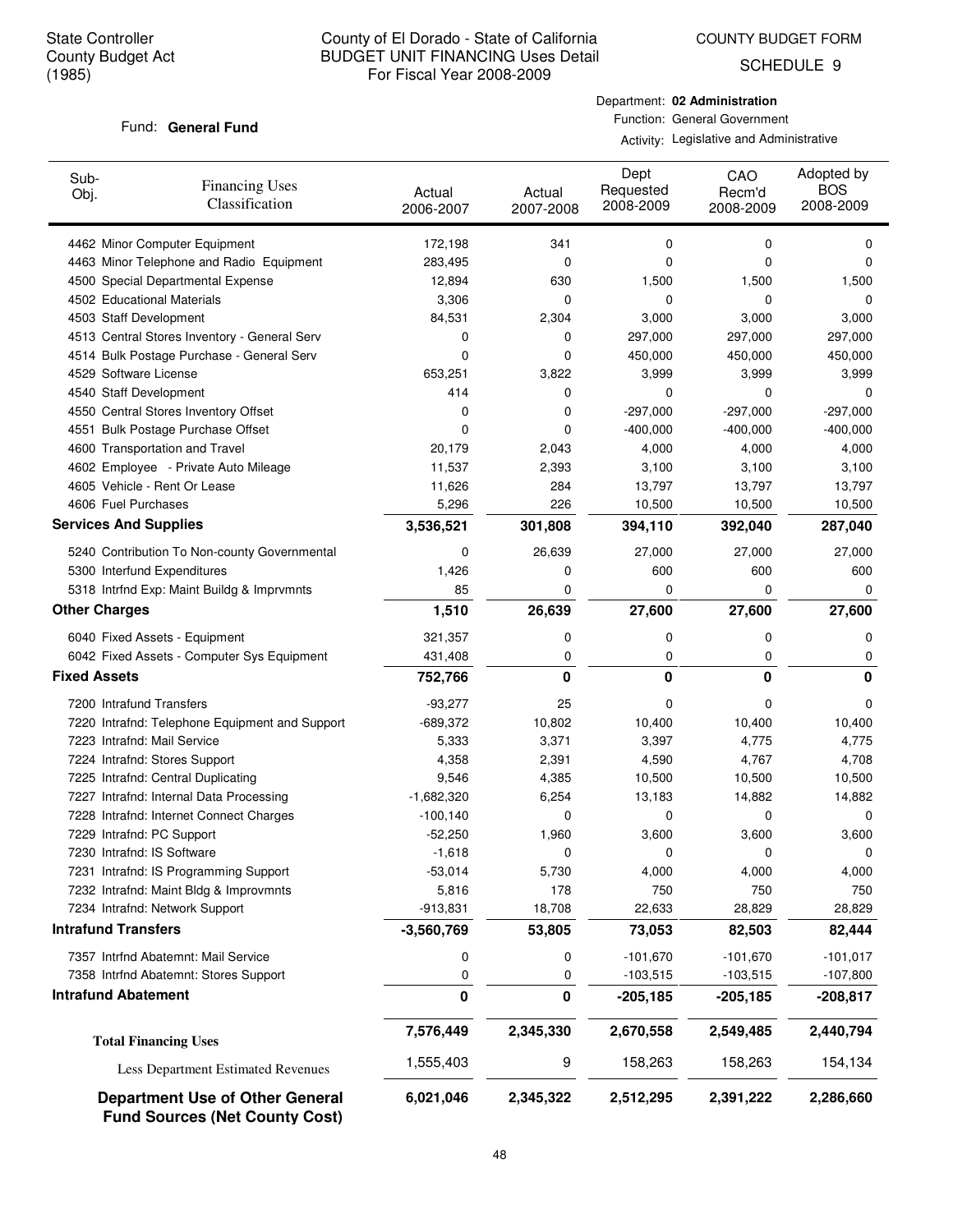State Controller
County Budget Act
(1985)

County of El Dorado - State of California
BUDGET UNIT FINANCING Uses Detail
For Fiscal Year 2008-2009

COUNTY BUDGET FORM
SCHEDULE 9

Fund: **General Fund**

Department: **02 Administration**
Function: General Government
Activity: Legislative and Administrative

| Sub-Obj. | Financing Uses Classification | Actual 2006-2007 | Actual 2007-2008 | Dept Requested 2008-2009 | CAO Recm'd 2008-2009 | Adopted by BOS 2008-2009 |
|---|---|---|---|---|---|---|
| 4462 | Minor Computer Equipment | 172,198 | 341 | 0 | 0 | 0 |
| 4463 | Minor Telephone and Radio Equipment | 283,495 | 0 | 0 | 0 | 0 |
| 4500 | Special Departmental Expense | 12,894 | 630 | 1,500 | 1,500 | 1,500 |
| 4502 | Educational Materials | 3,306 | 0 | 0 | 0 | 0 |
| 4503 | Staff Development | 84,531 | 2,304 | 3,000 | 3,000 | 3,000 |
| 4513 | Central Stores Inventory - General Serv | 0 | 0 | 297,000 | 297,000 | 297,000 |
| 4514 | Bulk Postage Purchase - General Serv | 0 | 0 | 450,000 | 450,000 | 450,000 |
| 4529 | Software License | 653,251 | 3,822 | 3,999 | 3,999 | 3,999 |
| 4540 | Staff Development | 414 | 0 | 0 | 0 | 0 |
| 4550 | Central Stores Inventory Offset | 0 | 0 | -297,000 | -297,000 | -297,000 |
| 4551 | Bulk Postage Purchase Offset | 0 | 0 | -400,000 | -400,000 | -400,000 |
| 4600 | Transportation and Travel | 20,179 | 2,043 | 4,000 | 4,000 | 4,000 |
| 4602 | Employee - Private Auto Mileage | 11,537 | 2,393 | 3,100 | 3,100 | 3,100 |
| 4605 | Vehicle - Rent Or Lease | 11,626 | 284 | 13,797 | 13,797 | 13,797 |
| 4606 | Fuel Purchases | 5,296 | 226 | 10,500 | 10,500 | 10,500 |
| **Services And Supplies** | | **3,536,521** | **301,808** | **394,110** | **392,040** | **287,040** |
| 5240 | Contribution To Non-county Governmental | 0 | 26,639 | 27,000 | 27,000 | 27,000 |
| 5300 | Interfund Expenditures | 1,426 | 0 | 600 | 600 | 600 |
| 5318 | Intrfnd Exp: Maint Buildg & Imprvmnts | 85 | 0 | 0 | 0 | 0 |
| **Other Charges** | | **1,510** | **26,639** | **27,600** | **27,600** | **27,600** |
| 6040 | Fixed Assets - Equipment | 321,357 | 0 | 0 | 0 | 0 |
| 6042 | Fixed Assets - Computer Sys Equipment | 431,408 | 0 | 0 | 0 | 0 |
| **Fixed Assets** | | **752,766** | **0** | **0** | **0** | **0** |
| 7200 | Intrafund Transfers | -93,277 | 25 | 0 | 0 | 0 |
| 7220 | Intrafnd: Telephone Equipment and Support | -689,372 | 10,802 | 10,400 | 10,400 | 10,400 |
| 7223 | Intrafnd: Mail Service | 5,333 | 3,371 | 3,397 | 4,775 | 4,775 |
| 7224 | Intrafnd: Stores Support | 4,358 | 2,391 | 4,590 | 4,767 | 4,708 |
| 7225 | Intrafnd: Central Duplicating | 9,546 | 4,385 | 10,500 | 10,500 | 10,500 |
| 7227 | Intrafnd: Internal Data Processing | -1,682,320 | 6,254 | 13,183 | 14,882 | 14,882 |
| 7228 | Intrafnd: Internet Connect Charges | -100,140 | 0 | 0 | 0 | 0 |
| 7229 | Intrafnd: PC Support | -52,250 | 1,960 | 3,600 | 3,600 | 3,600 |
| 7230 | Intrafnd: IS Software | -1,618 | 0 | 0 | 0 | 0 |
| 7231 | Intrafnd: IS Programming Support | -53,014 | 5,730 | 4,000 | 4,000 | 4,000 |
| 7232 | Intrafnd: Maint Bldg & Improvmnts | 5,816 | 178 | 750 | 750 | 750 |
| 7234 | Intrafnd: Network Support | -913,831 | 18,708 | 22,633 | 28,829 | 28,829 |
| **Intrafund Transfers** | | **-3,560,769** | **53,805** | **73,053** | **82,503** | **82,444** |
| 7357 | Intrfnd Abatemnt: Mail Service | 0 | 0 | -101,670 | -101,670 | -101,017 |
| 7358 | Intrfnd Abatemnt: Stores Support | 0 | 0 | -103,515 | -103,515 | -107,800 |
| **Intrafund Abatement** | | **0** | **0** | **-205,185** | **-205,185** | **-208,817** |
| **Total Financing Uses** | | **7,576,449** | **2,345,330** | **2,670,558** | **2,549,485** | **2,440,794** |
| Less Department Estimated Revenues | | 1,555,403 | 9 | 158,263 | 158,263 | 154,134 |
| **Department Use of Other General Fund Sources (Net County Cost)** | | **6,021,046** | **2,345,322** | **2,512,295** | **2,391,222** | **2,286,660** |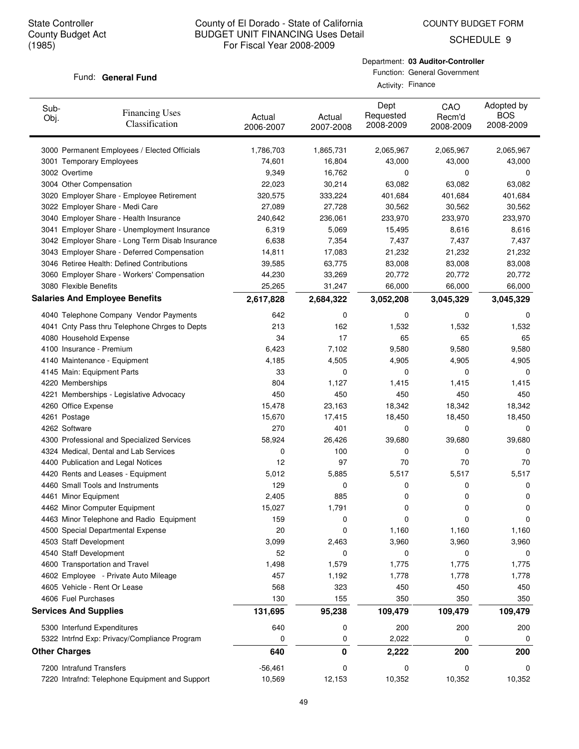State Controller
County Budget Act
(1985)

# County of El Dorado - State of California
## BUDGET UNIT FINANCING Uses Detail
For Fiscal Year 2008-2009

COUNTY BUDGET FORM
SCHEDULE 9

Fund: **General Fund**

Department: **03 Auditor-Controller**
Function: General Government
Activity: Finance

| Sub-Obj. | Financing Uses Classification | Actual 2006-2007 | Actual 2007-2008 | Dept Requested 2008-2009 | CAO Recm'd 2008-2009 | Adopted by BOS 2008-2009 |
|---|---|---|---|---|---|---|
| 3000 | Permanent Employees / Elected Officials | 1,786,703 | 1,865,731 | 2,065,967 | 2,065,967 | 2,065,967 |
| 3001 | Temporary Employees | 74,601 | 16,804 | 43,000 | 43,000 | 43,000 |
| 3002 | Overtime | 9,349 | 16,762 | 0 | 0 | 0 |
| 3004 | Other Compensation | 22,023 | 30,214 | 63,082 | 63,082 | 63,082 |
| 3020 | Employer Share - Employee Retirement | 320,575 | 333,224 | 401,684 | 401,684 | 401,684 |
| 3022 | Employer Share - Medi Care | 27,089 | 27,728 | 30,562 | 30,562 | 30,562 |
| 3040 | Employer Share - Health Insurance | 240,642 | 236,061 | 233,970 | 233,970 | 233,970 |
| 3041 | Employer Share - Unemployment Insurance | 6,319 | 5,069 | 15,495 | 8,616 | 8,616 |
| 3042 | Employer Share - Long Term Disab Insurance | 6,638 | 7,354 | 7,437 | 7,437 | 7,437 |
| 3043 | Employer Share - Deferred Compensation | 14,811 | 17,083 | 21,232 | 21,232 | 21,232 |
| 3046 | Retiree Health: Defined Contributions | 39,585 | 63,775 | 83,008 | 83,008 | 83,008 |
| 3060 | Employer Share - Workers' Compensation | 44,230 | 33,269 | 20,772 | 20,772 | 20,772 |
| 3080 | Flexible Benefits | 25,265 | 31,247 | 66,000 | 66,000 | 66,000 |
| **Salaries And Employee Benefits** | | **2,617,828** | **2,684,322** | **3,052,208** | **3,045,329** | **3,045,329** |
| 4040 | Telephone Company Vendor Payments | 642 | 0 | 0 | 0 | 0 |
| 4041 | Cnty Pass thru Telephone Chrges to Depts | 213 | 162 | 1,532 | 1,532 | 1,532 |
| 4080 | Household Expense | 34 | 17 | 65 | 65 | 65 |
| 4100 | Insurance - Premium | 6,423 | 7,102 | 9,580 | 9,580 | 9,580 |
| 4140 | Maintenance - Equipment | 4,185 | 4,505 | 4,905 | 4,905 | 4,905 |
| 4145 | Main: Equipment Parts | 33 | 0 | 0 | 0 | 0 |
| 4220 | Memberships | 804 | 1,127 | 1,415 | 1,415 | 1,415 |
| 4221 | Memberships - Legislative Advocacy | 450 | 450 | 450 | 450 | 450 |
| 4260 | Office Expense | 15,478 | 23,163 | 18,342 | 18,342 | 18,342 |
| 4261 | Postage | 15,670 | 17,415 | 18,450 | 18,450 | 18,450 |
| 4262 | Software | 270 | 401 | 0 | 0 | 0 |
| 4300 | Professional and Specialized Services | 58,924 | 26,426 | 39,680 | 39,680 | 39,680 |
| 4324 | Medical, Dental and Lab Services | 0 | 100 | 0 | 0 | 0 |
| 4400 | Publication and Legal Notices | 12 | 97 | 70 | 70 | 70 |
| 4420 | Rents and Leases - Equipment | 5,012 | 5,885 | 5,517 | 5,517 | 5,517 |
| 4460 | Small Tools and Instruments | 129 | 0 | 0 | 0 | 0 |
| 4461 | Minor Equipment | 2,405 | 885 | 0 | 0 | 0 |
| 4462 | Minor Computer Equipment | 15,027 | 1,791 | 0 | 0 | 0 |
| 4463 | Minor Telephone and Radio Equipment | 159 | 0 | 0 | 0 | 0 |
| 4500 | Special Departmental Expense | 20 | 0 | 1,160 | 1,160 | 1,160 |
| 4503 | Staff Development | 3,099 | 2,463 | 3,960 | 3,960 | 3,960 |
| 4540 | Staff Development | 52 | 0 | 0 | 0 | 0 |
| 4600 | Transportation and Travel | 1,498 | 1,579 | 1,775 | 1,775 | 1,775 |
| 4602 | Employee - Private Auto Mileage | 457 | 1,192 | 1,778 | 1,778 | 1,778 |
| 4605 | Vehicle - Rent Or Lease | 568 | 323 | 450 | 450 | 450 |
| 4606 | Fuel Purchases | 130 | 155 | 350 | 350 | 350 |
| **Services And Supplies** | | **131,695** | **95,238** | **109,479** | **109,479** | **109,479** |
| 5300 | Interfund Expenditures | 640 | 0 | 200 | 200 | 200 |
| 5322 | Intrfnd Exp: Privacy/Compliance Program | 0 | 0 | 2,022 | 0 | 0 |
| **Other Charges** | | **640** | **0** | **2,222** | **200** | **200** |
| 7200 | Intrafund Transfers | -56,461 | 0 | 0 | 0 | 0 |
| 7220 | Intrafnd: Telephone Equipment and Support | 10,569 | 12,153 | 10,352 | 10,352 | 10,352 |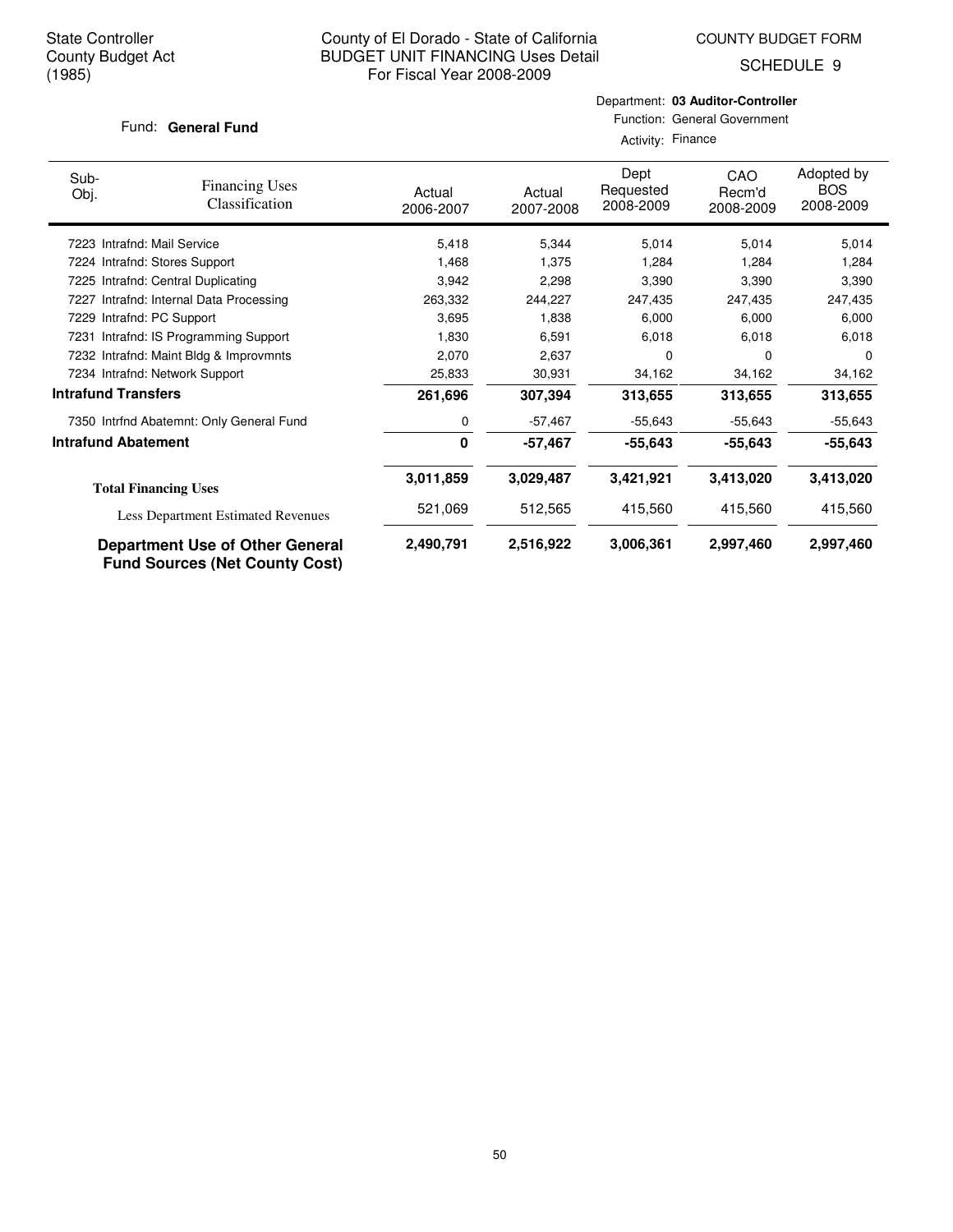State Controller
County Budget Act
(1985)

County of El Dorado - State of California
BUDGET UNIT FINANCING Uses Detail
For Fiscal Year 2008-2009

COUNTY BUDGET FORM
SCHEDULE 9

Fund: **General Fund**

Department: **03 Auditor-Controller**
Function: General Government
Activity: Finance

| Sub-Obj. | Financing Uses Classification | Actual 2006-2007 | Actual 2007-2008 | Dept Requested 2008-2009 | CAO Recm'd 2008-2009 | Adopted by BOS 2008-2009 |
|---|---|---|---|---|---|---|
| 7223 | Intrafnd: Mail Service | 5,418 | 5,344 | 5,014 | 5,014 | 5,014 |
| 7224 | Intrafnd: Stores Support | 1,468 | 1,375 | 1,284 | 1,284 | 1,284 |
| 7225 | Intrafnd: Central Duplicating | 3,942 | 2,298 | 3,390 | 3,390 | 3,390 |
| 7227 | Intrafnd: Internal Data Processing | 263,332 | 244,227 | 247,435 | 247,435 | 247,435 |
| 7229 | Intrafnd: PC Support | 3,695 | 1,838 | 6,000 | 6,000 | 6,000 |
| 7231 | Intrafnd: IS Programming Support | 1,830 | 6,591 | 6,018 | 6,018 | 6,018 |
| 7232 | Intrafnd: Maint Bldg & Improvmnts | 2,070 | 2,637 | 0 | 0 | 0 |
| 7234 | Intrafnd: Network Support | 25,833 | 30,931 | 34,162 | 34,162 | 34,162 |
| **Intrafund Transfers** | | **261,696** | **307,394** | **313,655** | **313,655** | **313,655** |
| 7350 | Intrfnd Abatemnt: Only General Fund | 0 | -57,467 | -55,643 | -55,643 | -55,643 |
| **Intrafund Abatement** | | **0** | **-57,467** | **-55,643** | **-55,643** | **-55,643** |
| **Total Financing Uses** | | **3,011,859** | **3,029,487** | **3,421,921** | **3,413,020** | **3,413,020** |
| Less Department Estimated Revenues | | 521,069 | 512,565 | 415,560 | 415,560 | 415,560 |
| **Department Use of Other General Fund Sources (Net County Cost)** | | **2,490,791** | **2,516,922** | **3,006,361** | **2,997,460** | **2,997,460** |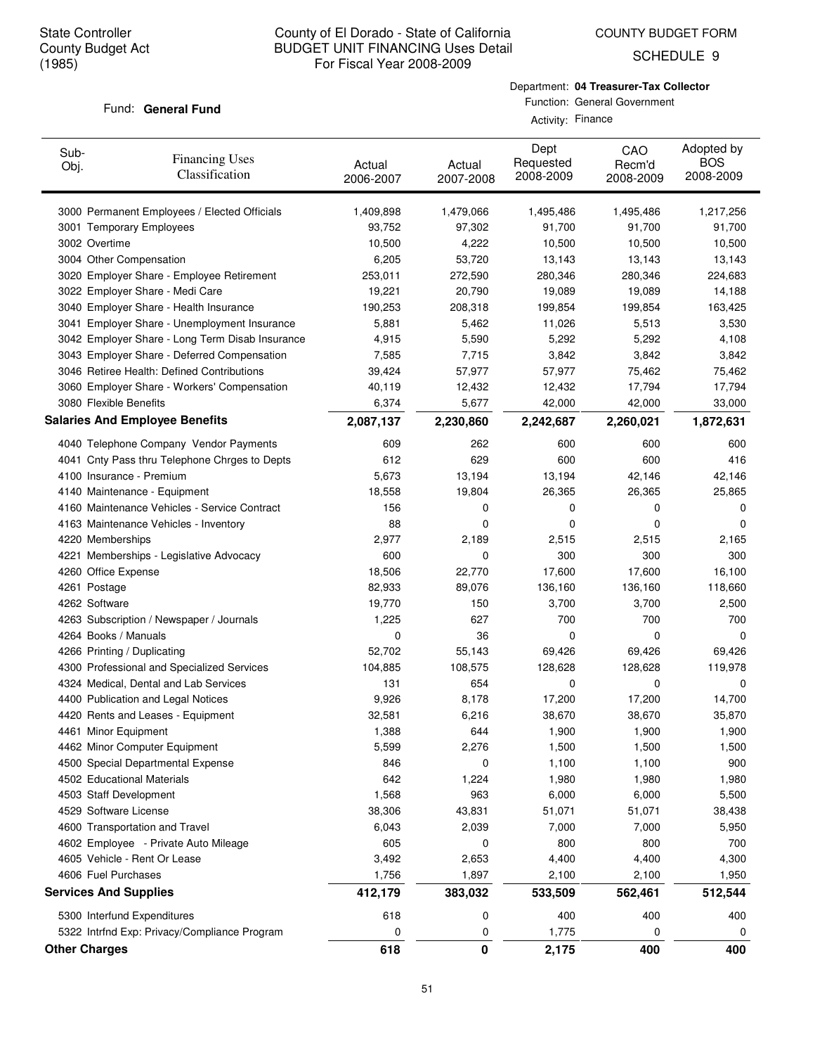State Controller
County Budget Act
(1985)

# County of El Dorado - State of California
## BUDGET UNIT FINANCING Uses Detail
For Fiscal Year 2008-2009

COUNTY BUDGET FORM
SCHEDULE 9

Fund: **General Fund**

Department: **04 Treasurer-Tax Collector**
Function: General Government
Activity: Finance

| Sub-Obj. | Financing Uses Classification | Actual 2006-2007 | Actual 2007-2008 | Dept Requested 2008-2009 | CAO Recm'd 2008-2009 | Adopted by BOS 2008-2009 |
|---|---|---|---|---|---|---|
| 3000 | Permanent Employees / Elected Officials | 1,409,898 | 1,479,066 | 1,495,486 | 1,495,486 | 1,217,256 |
| 3001 | Temporary Employees | 93,752 | 97,302 | 91,700 | 91,700 | 91,700 |
| 3002 | Overtime | 10,500 | 4,222 | 10,500 | 10,500 | 10,500 |
| 3004 | Other Compensation | 6,205 | 53,720 | 13,143 | 13,143 | 13,143 |
| 3020 | Employer Share - Employee Retirement | 253,011 | 272,590 | 280,346 | 280,346 | 224,683 |
| 3022 | Employer Share - Medi Care | 19,221 | 20,790 | 19,089 | 19,089 | 14,188 |
| 3040 | Employer Share - Health Insurance | 190,253 | 208,318 | 199,854 | 199,854 | 163,425 |
| 3041 | Employer Share - Unemployment Insurance | 5,881 | 5,462 | 11,026 | 5,513 | 3,530 |
| 3042 | Employer Share - Long Term Disab Insurance | 4,915 | 5,590 | 5,292 | 5,292 | 4,108 |
| 3043 | Employer Share - Deferred Compensation | 7,585 | 7,715 | 3,842 | 3,842 | 3,842 |
| 3046 | Retiree Health: Defined Contributions | 39,424 | 57,977 | 57,977 | 75,462 | 75,462 |
| 3060 | Employer Share - Workers' Compensation | 40,119 | 12,432 | 12,432 | 17,794 | 17,794 |
| 3080 | Flexible Benefits | 6,374 | 5,677 | 42,000 | 42,000 | 33,000 |
| **Salaries And Employee Benefits** | | **2,087,137** | **2,230,860** | **2,242,687** | **2,260,021** | **1,872,631** |
| 4040 | Telephone Company Vendor Payments | 609 | 262 | 600 | 600 | 600 |
| 4041 | Cnty Pass thru Telephone Chrges to Depts | 612 | 629 | 600 | 600 | 416 |
| 4100 | Insurance - Premium | 5,673 | 13,194 | 13,194 | 42,146 | 42,146 |
| 4140 | Maintenance - Equipment | 18,558 | 19,804 | 26,365 | 26,365 | 25,865 |
| 4160 | Maintenance Vehicles - Service Contract | 156 | 0 | 0 | 0 | 0 |
| 4163 | Maintenance Vehicles - Inventory | 88 | 0 | 0 | 0 | 0 |
| 4220 | Memberships | 2,977 | 2,189 | 2,515 | 2,515 | 2,165 |
| 4221 | Memberships - Legislative Advocacy | 600 | 0 | 300 | 300 | 300 |
| 4260 | Office Expense | 18,506 | 22,770 | 17,600 | 17,600 | 16,100 |
| 4261 | Postage | 82,933 | 89,076 | 136,160 | 136,160 | 118,660 |
| 4262 | Software | 19,770 | 150 | 3,700 | 3,700 | 2,500 |
| 4263 | Subscription / Newspaper / Journals | 1,225 | 627 | 700 | 700 | 700 |
| 4264 | Books / Manuals | 0 | 36 | 0 | 0 | 0 |
| 4266 | Printing / Duplicating | 52,702 | 55,143 | 69,426 | 69,426 | 69,426 |
| 4300 | Professional and Specialized Services | 104,885 | 108,575 | 128,628 | 128,628 | 119,978 |
| 4324 | Medical, Dental and Lab Services | 131 | 654 | 0 | 0 | 0 |
| 4400 | Publication and Legal Notices | 9,926 | 8,178 | 17,200 | 17,200 | 14,700 |
| 4420 | Rents and Leases - Equipment | 32,581 | 6,216 | 38,670 | 38,670 | 35,870 |
| 4461 | Minor Equipment | 1,388 | 644 | 1,900 | 1,900 | 1,900 |
| 4462 | Minor Computer Equipment | 5,599 | 2,276 | 1,500 | 1,500 | 1,500 |
| 4500 | Special Departmental Expense | 846 | 0 | 1,100 | 1,100 | 900 |
| 4502 | Educational Materials | 642 | 1,224 | 1,980 | 1,980 | 1,980 |
| 4503 | Staff Development | 1,568 | 963 | 6,000 | 6,000 | 5,500 |
| 4529 | Software License | 38,306 | 43,831 | 51,071 | 51,071 | 38,438 |
| 4600 | Transportation and Travel | 6,043 | 2,039 | 7,000 | 7,000 | 5,950 |
| 4602 | Employee - Private Auto Mileage | 605 | 0 | 800 | 800 | 700 |
| 4605 | Vehicle - Rent Or Lease | 3,492 | 2,653 | 4,400 | 4,400 | 4,300 |
| 4606 | Fuel Purchases | 1,756 | 1,897 | 2,100 | 2,100 | 1,950 |
| **Services And Supplies** | | **412,179** | **383,032** | **533,509** | **562,461** | **512,544** |
| 5300 | Interfund Expenditures | 618 | 0 | 400 | 400 | 400 |
| 5322 | Intrfnd Exp: Privacy/Compliance Program | 0 | 0 | 1,775 | 0 | 0 |
| **Other Charges** | | **618** | **0** | **2,175** | **400** | **400** |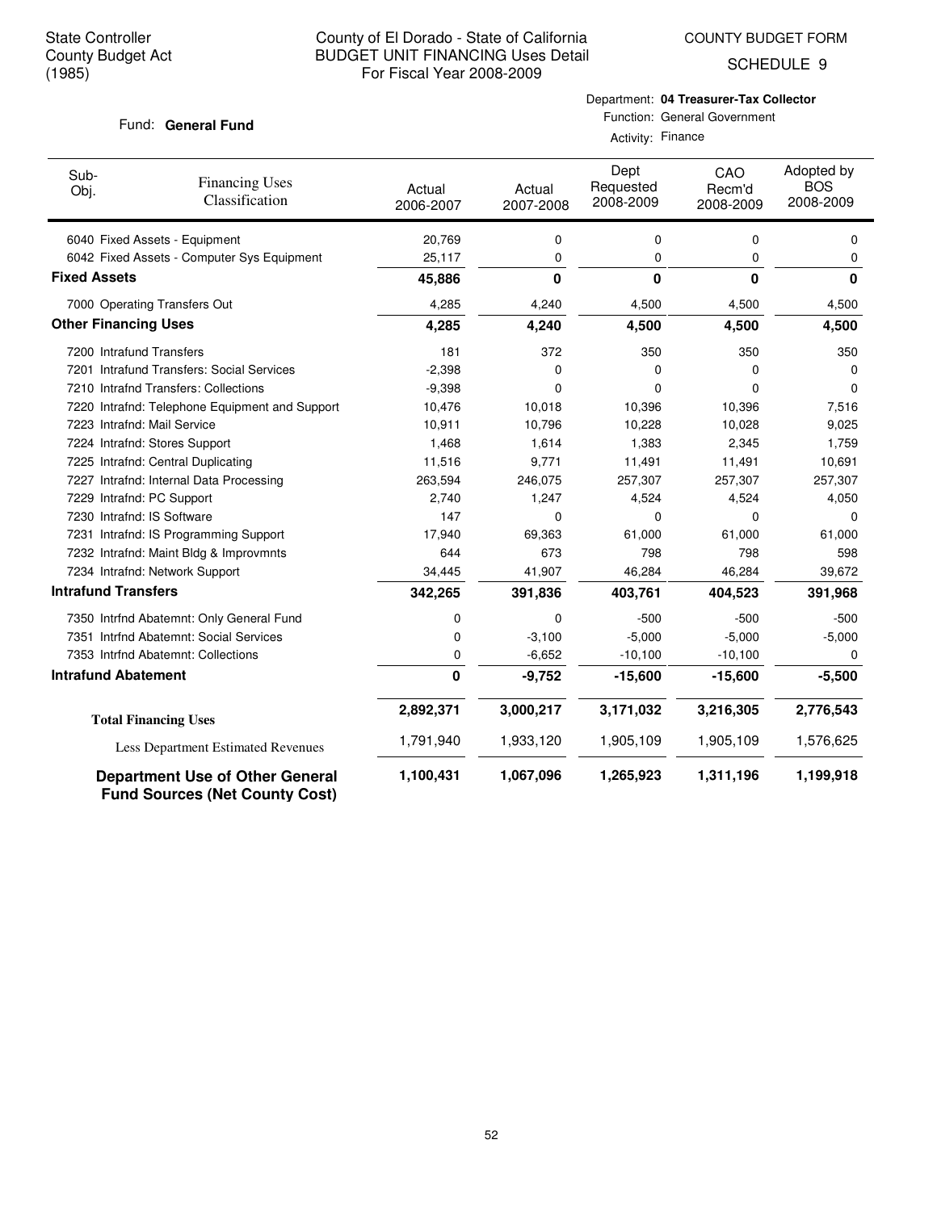State Controller
County Budget Act
(1985)

County of El Dorado - State of California
BUDGET UNIT FINANCING Uses Detail
For Fiscal Year 2008-2009

COUNTY BUDGET FORM
SCHEDULE 9

Fund: **General Fund**

Department: **04 Treasurer-Tax Collector**
Function: General Government
Activity: Finance

| Sub-Obj. | Financing Uses Classification | Actual 2006-2007 | Actual 2007-2008 | Dept Requested 2008-2009 | CAO Recm'd 2008-2009 | Adopted by BOS 2008-2009 |
|---|---|---|---|---|---|---|
| 6040 | Fixed Assets - Equipment | 20,769 | 0 | 0 | 0 | 0 |
| 6042 | Fixed Assets - Computer Sys Equipment | 25,117 | 0 | 0 | 0 | 0 |
| **Fixed Assets** | | **45,886** | **0** | **0** | **0** | **0** |
| 7000 | Operating Transfers Out | 4,285 | 4,240 | 4,500 | 4,500 | 4,500 |
| **Other Financing Uses** | | **4,285** | **4,240** | **4,500** | **4,500** | **4,500** |
| 7200 | Intrafund Transfers | 181 | 372 | 350 | 350 | 350 |
| 7201 | Intrafund Transfers: Social Services | -2,398 | 0 | 0 | 0 | 0 |
| 7210 | Intrafnd Transfers: Collections | -9,398 | 0 | 0 | 0 | 0 |
| 7220 | Intrafnd: Telephone Equipment and Support | 10,476 | 10,018 | 10,396 | 10,396 | 7,516 |
| 7223 | Intrafnd: Mail Service | 10,911 | 10,796 | 10,228 | 10,028 | 9,025 |
| 7224 | Intrafnd: Stores Support | 1,468 | 1,614 | 1,383 | 2,345 | 1,759 |
| 7225 | Intrafnd: Central Duplicating | 11,516 | 9,771 | 11,491 | 11,491 | 10,691 |
| 7227 | Intrafnd: Internal Data Processing | 263,594 | 246,075 | 257,307 | 257,307 | 257,307 |
| 7229 | Intrafnd: PC Support | 2,740 | 1,247 | 4,524 | 4,524 | 4,050 |
| 7230 | Intrafnd: IS Software | 147 | 0 | 0 | 0 | 0 |
| 7231 | Intrafnd: IS Programming Support | 17,940 | 69,363 | 61,000 | 61,000 | 61,000 |
| 7232 | Intrafnd: Maint Bldg & Improvmnts | 644 | 673 | 798 | 798 | 598 |
| 7234 | Intrafnd: Network Support | 34,445 | 41,907 | 46,284 | 46,284 | 39,672 |
| **Intrafund Transfers** | | **342,265** | **391,836** | **403,761** | **404,523** | **391,968** |
| 7350 | Intrfnd Abatemnt: Only General Fund | 0 | 0 | -500 | -500 | -500 |
| 7351 | Intrfnd Abatemnt: Social Services | 0 | -3,100 | -5,000 | -5,000 | -5,000 |
| 7353 | Intrfnd Abatemnt: Collections | 0 | -6,652 | -10,100 | -10,100 | 0 |
| **Intrafund Abatement** | | **0** | **-9,752** | **-15,600** | **-15,600** | **-5,500** |
| **Total Financing Uses** | | **2,892,371** | **3,000,217** | **3,171,032** | **3,216,305** | **2,776,543** |
| Less Department Estimated Revenues | | 1,791,940 | 1,933,120 | 1,905,109 | 1,905,109 | 1,576,625 |
| **Department Use of Other General Fund Sources (Net County Cost)** | | **1,100,431** | **1,067,096** | **1,265,923** | **1,311,196** | **1,199,918** |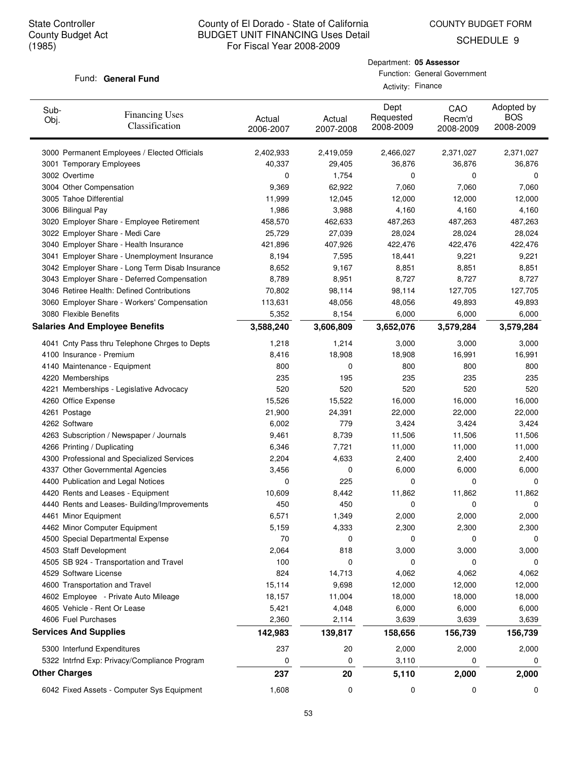State Controller
County Budget Act
(1985)

# County of El Dorado - State of California
## BUDGET UNIT FINANCING Uses Detail
### For Fiscal Year 2008-2009

COUNTY BUDGET FORM
SCHEDULE 9

Fund: **General Fund**

Department: **05 Assessor**
Function: General Government
Activity: Finance

| Sub-Obj. | Financing Uses Classification | Actual 2006-2007 | Actual 2007-2008 | Dept Requested 2008-2009 | CAO Recm'd 2008-2009 | Adopted by BOS 2008-2009 |
|---|---|---|---|---|---|---|
| 3000 | Permanent Employees / Elected Officials | 2,402,933 | 2,419,059 | 2,466,027 | 2,371,027 | 2,371,027 |
| 3001 | Temporary Employees | 40,337 | 29,405 | 36,876 | 36,876 | 36,876 |
| 3002 | Overtime | 0 | 1,754 | 0 | 0 | 0 |
| 3004 | Other Compensation | 9,369 | 62,922 | 7,060 | 7,060 | 7,060 |
| 3005 | Tahoe Differential | 11,999 | 12,045 | 12,000 | 12,000 | 12,000 |
| 3006 | Bilingual Pay | 1,986 | 3,988 | 4,160 | 4,160 | 4,160 |
| 3020 | Employer Share - Employee Retirement | 458,570 | 462,633 | 487,263 | 487,263 | 487,263 |
| 3022 | Employer Share - Medi Care | 25,729 | 27,039 | 28,024 | 28,024 | 28,024 |
| 3040 | Employer Share - Health Insurance | 421,896 | 407,926 | 422,476 | 422,476 | 422,476 |
| 3041 | Employer Share - Unemployment Insurance | 8,194 | 7,595 | 18,441 | 9,221 | 9,221 |
| 3042 | Employer Share - Long Term Disab Insurance | 8,652 | 9,167 | 8,851 | 8,851 | 8,851 |
| 3043 | Employer Share - Deferred Compensation | 8,789 | 8,951 | 8,727 | 8,727 | 8,727 |
| 3046 | Retiree Health: Defined Contributions | 70,802 | 98,114 | 98,114 | 127,705 | 127,705 |
| 3060 | Employer Share - Workers' Compensation | 113,631 | 48,056 | 48,056 | 49,893 | 49,893 |
| 3080 | Flexible Benefits | 5,352 | 8,154 | 6,000 | 6,000 | 6,000 |
| **Salaries And Employee Benefits** | | **3,588,240** | **3,606,809** | **3,652,076** | **3,579,284** | **3,579,284** |
| 4041 | Cnty Pass thru Telephone Chrges to Depts | 1,218 | 1,214 | 3,000 | 3,000 | 3,000 |
| 4100 | Insurance - Premium | 8,416 | 18,908 | 18,908 | 16,991 | 16,991 |
| 4140 | Maintenance - Equipment | 800 | 0 | 800 | 800 | 800 |
| 4220 | Memberships | 235 | 195 | 235 | 235 | 235 |
| 4221 | Memberships - Legislative Advocacy | 520 | 520 | 520 | 520 | 520 |
| 4260 | Office Expense | 15,526 | 15,522 | 16,000 | 16,000 | 16,000 |
| 4261 | Postage | 21,900 | 24,391 | 22,000 | 22,000 | 22,000 |
| 4262 | Software | 6,002 | 779 | 3,424 | 3,424 | 3,424 |
| 4263 | Subscription / Newspaper / Journals | 9,461 | 8,739 | 11,506 | 11,506 | 11,506 |
| 4266 | Printing / Duplicating | 6,346 | 7,721 | 11,000 | 11,000 | 11,000 |
| 4300 | Professional and Specialized Services | 2,204 | 4,633 | 2,400 | 2,400 | 2,400 |
| 4337 | Other Governmental Agencies | 3,456 | 0 | 6,000 | 6,000 | 6,000 |
| 4400 | Publication and Legal Notices | 0 | 225 | 0 | 0 | 0 |
| 4420 | Rents and Leases - Equipment | 10,609 | 8,442 | 11,862 | 11,862 | 11,862 |
| 4440 | Rents and Leases- Building/Improvements | 450 | 450 | 0 | 0 | 0 |
| 4461 | Minor Equipment | 6,571 | 1,349 | 2,000 | 2,000 | 2,000 |
| 4462 | Minor Computer Equipment | 5,159 | 4,333 | 2,300 | 2,300 | 2,300 |
| 4500 | Special Departmental Expense | 70 | 0 | 0 | 0 | 0 |
| 4503 | Staff Development | 2,064 | 818 | 3,000 | 3,000 | 3,000 |
| 4505 | SB 924 - Transportation and Travel | 100 | 0 | 0 | 0 | 0 |
| 4529 | Software License | 824 | 14,713 | 4,062 | 4,062 | 4,062 |
| 4600 | Transportation and Travel | 15,114 | 9,698 | 12,000 | 12,000 | 12,000 |
| 4602 | Employee - Private Auto Mileage | 18,157 | 11,004 | 18,000 | 18,000 | 18,000 |
| 4605 | Vehicle - Rent Or Lease | 5,421 | 4,048 | 6,000 | 6,000 | 6,000 |
| 4606 | Fuel Purchases | 2,360 | 2,114 | 3,639 | 3,639 | 3,639 |
| **Services And Supplies** | | **142,983** | **139,817** | **158,656** | **156,739** | **156,739** |
| 5300 | Interfund Expenditures | 237 | 20 | 2,000 | 2,000 | 2,000 |
| 5322 | Intrfnd Exp: Privacy/Compliance Program | 0 | 0 | 3,110 | 0 | 0 |
| **Other Charges** | | **237** | **20** | **5,110** | **2,000** | **2,000** |
| 6042 | Fixed Assets - Computer Sys Equipment | 1,608 | 0 | 0 | 0 | 0 |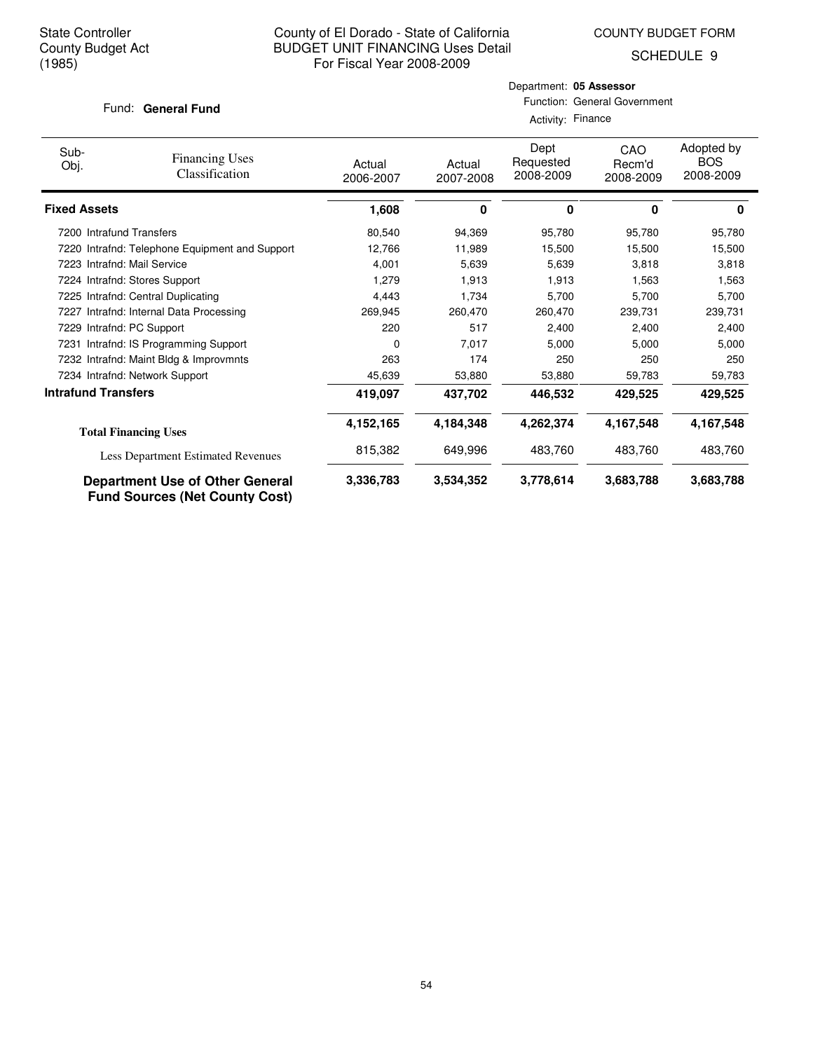State Controller
County Budget Act
(1985)

County of El Dorado - State of California
BUDGET UNIT FINANCING Uses Detail
For Fiscal Year 2008-2009

COUNTY BUDGET FORM
SCHEDULE 9

Fund: **General Fund**

Department: **05 Assessor**
Function: General Government
Activity: Finance

| Sub-Obj. | Financing Uses Classification | Actual 2006-2007 | Actual 2007-2008 | Dept Requested 2008-2009 | CAO Recm'd 2008-2009 | Adopted by BOS 2008-2009 |
|---|---|---|---|---|---|---|
| **Fixed Assets** | | **1,608** | **0** | **0** | **0** | **0** |
| 7200 | Intrafund Transfers | 80,540 | 94,369 | 95,780 | 95,780 | 95,780 |
| 7220 | Intrafnd: Telephone Equipment and Support | 12,766 | 11,989 | 15,500 | 15,500 | 15,500 |
| 7223 | Intrafnd: Mail Service | 4,001 | 5,639 | 5,639 | 3,818 | 3,818 |
| 7224 | Intrafnd: Stores Support | 1,279 | 1,913 | 1,913 | 1,563 | 1,563 |
| 7225 | Intrafnd: Central Duplicating | 4,443 | 1,734 | 5,700 | 5,700 | 5,700 |
| 7227 | Intrafnd: Internal Data Processing | 269,945 | 260,470 | 260,470 | 239,731 | 239,731 |
| 7229 | Intrafnd: PC Support | 220 | 517 | 2,400 | 2,400 | 2,400 |
| 7231 | Intrafnd: IS Programming Support | 0 | 7,017 | 5,000 | 5,000 | 5,000 |
| 7232 | Intrafnd: Maint Bldg & Improvmnts | 263 | 174 | 250 | 250 | 250 |
| 7234 | Intrafnd: Network Support | 45,639 | 53,880 | 53,880 | 59,783 | 59,783 |
| **Intrafund Transfers** | | **419,097** | **437,702** | **446,532** | **429,525** | **429,525** |
| **Total Financing Uses** | | **4,152,165** | **4,184,348** | **4,262,374** | **4,167,548** | **4,167,548** |
| Less Department Estimated Revenues | | 815,382 | 649,996 | 483,760 | 483,760 | 483,760 |
| **Department Use of Other General Fund Sources (Net County Cost)** | | **3,336,783** | **3,534,352** | **3,778,614** | **3,683,788** | **3,683,788** |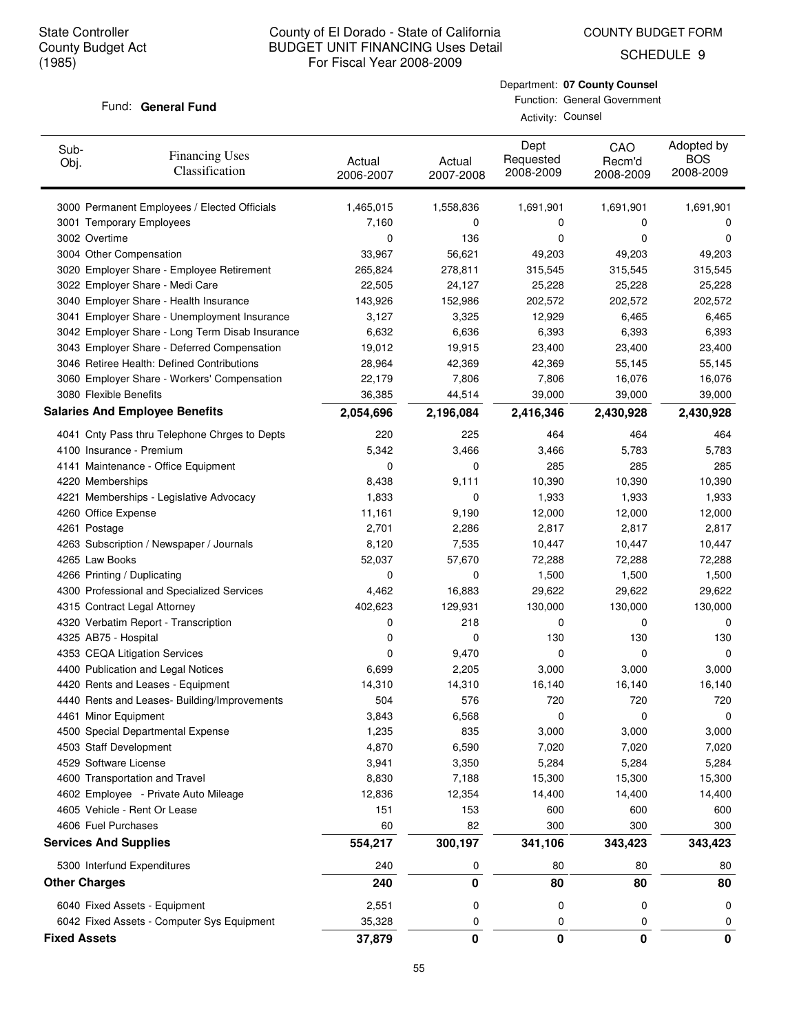State Controller
County Budget Act
(1985)

# County of El Dorado - State of California
## BUDGET UNIT FINANCING Uses Detail
For Fiscal Year 2008-2009

COUNTY BUDGET FORM
SCHEDULE 9

Fund: **General Fund**

Department: **07 County Counsel**
Function: General Government
Activity: Counsel

| Sub-Obj. | Financing Uses Classification | Actual 2006-2007 | Actual 2007-2008 | Dept Requested 2008-2009 | CAO Recm'd 2008-2009 | Adopted by BOS 2008-2009 |
|---|---|---|---|---|---|---|
| 3000 | Permanent Employees / Elected Officials | 1,465,015 | 1,558,836 | 1,691,901 | 1,691,901 | 1,691,901 |
| 3001 | Temporary Employees | 7,160 | 0 | 0 | 0 | 0 |
| 3002 | Overtime | 0 | 136 | 0 | 0 | 0 |
| 3004 | Other Compensation | 33,967 | 56,621 | 49,203 | 49,203 | 49,203 |
| 3020 | Employer Share - Employee Retirement | 265,824 | 278,811 | 315,545 | 315,545 | 315,545 |
| 3022 | Employer Share - Medi Care | 22,505 | 24,127 | 25,228 | 25,228 | 25,228 |
| 3040 | Employer Share - Health Insurance | 143,926 | 152,986 | 202,572 | 202,572 | 202,572 |
| 3041 | Employer Share - Unemployment Insurance | 3,127 | 3,325 | 12,929 | 6,465 | 6,465 |
| 3042 | Employer Share - Long Term Disab Insurance | 6,632 | 6,636 | 6,393 | 6,393 | 6,393 |
| 3043 | Employer Share - Deferred Compensation | 19,012 | 19,915 | 23,400 | 23,400 | 23,400 |
| 3046 | Retiree Health: Defined Contributions | 28,964 | 42,369 | 42,369 | 55,145 | 55,145 |
| 3060 | Employer Share - Workers' Compensation | 22,179 | 7,806 | 7,806 | 16,076 | 16,076 |
| 3080 | Flexible Benefits | 36,385 | 44,514 | 39,000 | 39,000 | 39,000 |
| **Salaries And Employee Benefits** | | **2,054,696** | **2,196,084** | **2,416,346** | **2,430,928** | **2,430,928** |
| 4041 | Cnty Pass thru Telephone Chrges to Depts | 220 | 225 | 464 | 464 | 464 |
| 4100 | Insurance - Premium | 5,342 | 3,466 | 3,466 | 5,783 | 5,783 |
| 4141 | Maintenance - Office Equipment | 0 | 0 | 285 | 285 | 285 |
| 4220 | Memberships | 8,438 | 9,111 | 10,390 | 10,390 | 10,390 |
| 4221 | Memberships - Legislative Advocacy | 1,833 | 0 | 1,933 | 1,933 | 1,933 |
| 4260 | Office Expense | 11,161 | 9,190 | 12,000 | 12,000 | 12,000 |
| 4261 | Postage | 2,701 | 2,286 | 2,817 | 2,817 | 2,817 |
| 4263 | Subscription / Newspaper / Journals | 8,120 | 7,535 | 10,447 | 10,447 | 10,447 |
| 4265 | Law Books | 52,037 | 57,670 | 72,288 | 72,288 | 72,288 |
| 4266 | Printing / Duplicating | 0 | 0 | 1,500 | 1,500 | 1,500 |
| 4300 | Professional and Specialized Services | 4,462 | 16,883 | 29,622 | 29,622 | 29,622 |
| 4315 | Contract Legal Attorney | 402,623 | 129,931 | 130,000 | 130,000 | 130,000 |
| 4320 | Verbatim Report - Transcription | 0 | 218 | 0 | 0 | 0 |
| 4325 | AB75 - Hospital | 0 | 0 | 130 | 130 | 130 |
| 4353 | CEQA Litigation Services | 0 | 9,470 | 0 | 0 | 0 |
| 4400 | Publication and Legal Notices | 6,699 | 2,205 | 3,000 | 3,000 | 3,000 |
| 4420 | Rents and Leases - Equipment | 14,310 | 14,310 | 16,140 | 16,140 | 16,140 |
| 4440 | Rents and Leases- Building/Improvements | 504 | 576 | 720 | 720 | 720 |
| 4461 | Minor Equipment | 3,843 | 6,568 | 0 | 0 | 0 |
| 4500 | Special Departmental Expense | 1,235 | 835 | 3,000 | 3,000 | 3,000 |
| 4503 | Staff Development | 4,870 | 6,590 | 7,020 | 7,020 | 7,020 |
| 4529 | Software License | 3,941 | 3,350 | 5,284 | 5,284 | 5,284 |
| 4600 | Transportation and Travel | 8,830 | 7,188 | 15,300 | 15,300 | 15,300 |
| 4602 | Employee - Private Auto Mileage | 12,836 | 12,354 | 14,400 | 14,400 | 14,400 |
| 4605 | Vehicle - Rent Or Lease | 151 | 153 | 600 | 600 | 600 |
| 4606 | Fuel Purchases | 60 | 82 | 300 | 300 | 300 |
| **Services And Supplies** | | **554,217** | **300,197** | **341,106** | **343,423** | **343,423** |
| 5300 | Interfund Expenditures | 240 | 0 | 80 | 80 | 80 |
| **Other Charges** | | **240** | **0** | **80** | **80** | **80** |
| 6040 | Fixed Assets - Equipment | 2,551 | 0 | 0 | 0 | 0 |
| 6042 | Fixed Assets - Computer Sys Equipment | 35,328 | 0 | 0 | 0 | 0 |
| **Fixed Assets** | | **37,879** | **0** | **0** | **0** | **0** |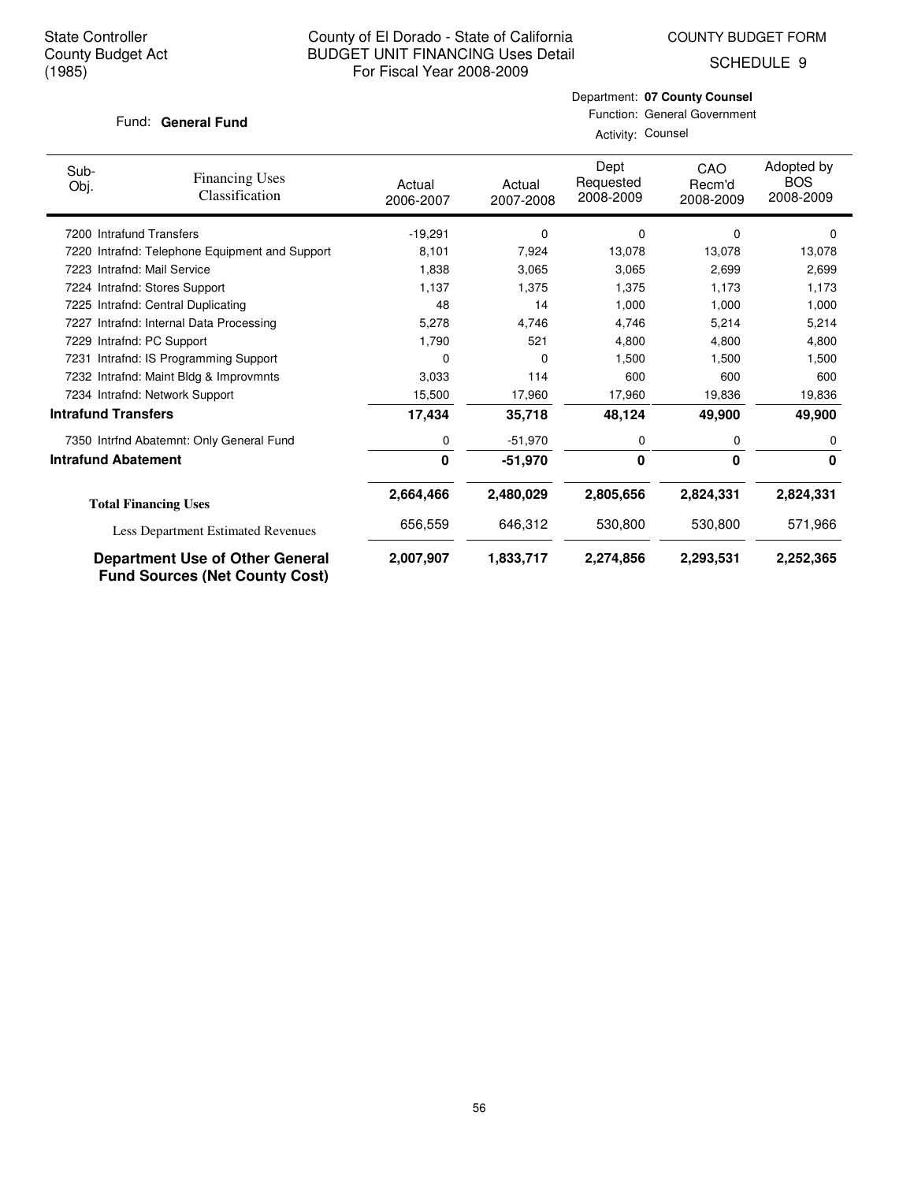State Controller
County Budget Act
(1985)

# County of El Dorado - State of California
## BUDGET UNIT FINANCING Uses Detail
For Fiscal Year 2008-2009

COUNTY BUDGET FORM
SCHEDULE 9

Fund: **General Fund**

Department: **07 County Counsel**
Function: General Government
Activity: Counsel

| Sub-Obj. | Financing Uses Classification | Actual 2006-2007 | Actual 2007-2008 | Dept Requested 2008-2009 | CAO Recm'd 2008-2009 | Adopted by BOS 2008-2009 |
|---|---|---|---|---|---|---|
| 7200 | Intrafund Transfers | -19,291 | 0 | 0 | 0 | 0 |
| 7220 | Intrafnd: Telephone Equipment and Support | 8,101 | 7,924 | 13,078 | 13,078 | 13,078 |
| 7223 | Intrafnd: Mail Service | 1,838 | 3,065 | 3,065 | 2,699 | 2,699 |
| 7224 | Intrafnd: Stores Support | 1,137 | 1,375 | 1,375 | 1,173 | 1,173 |
| 7225 | Intrafnd: Central Duplicating | 48 | 14 | 1,000 | 1,000 | 1,000 |
| 7227 | Intrafnd: Internal Data Processing | 5,278 | 4,746 | 4,746 | 5,214 | 5,214 |
| 7229 | Intrafnd: PC Support | 1,790 | 521 | 4,800 | 4,800 | 4,800 |
| 7231 | Intrafnd: IS Programming Support | 0 | 0 | 1,500 | 1,500 | 1,500 |
| 7232 | Intrafnd: Maint Bldg & Improvmnts | 3,033 | 114 | 600 | 600 | 600 |
| 7234 | Intrafnd: Network Support | 15,500 | 17,960 | 17,960 | 19,836 | 19,836 |
| **Intrafund Transfers** | | **17,434** | **35,718** | **48,124** | **49,900** | **49,900** |
| 7350 | Intrfnd Abatemnt: Only General Fund | 0 | -51,970 | 0 | 0 | 0 |
| **Intrafund Abatement** | | **0** | **-51,970** | **0** | **0** | **0** |
| **Total Financing Uses** | | **2,664,466** | **2,480,029** | **2,805,656** | **2,824,331** | **2,824,331** |
| Less Department Estimated Revenues | | 656,559 | 646,312 | 530,800 | 530,800 | 571,966 |
| **Department Use of Other General Fund Sources (Net County Cost)** | | **2,007,907** | **1,833,717** | **2,274,856** | **2,293,531** | **2,252,365** |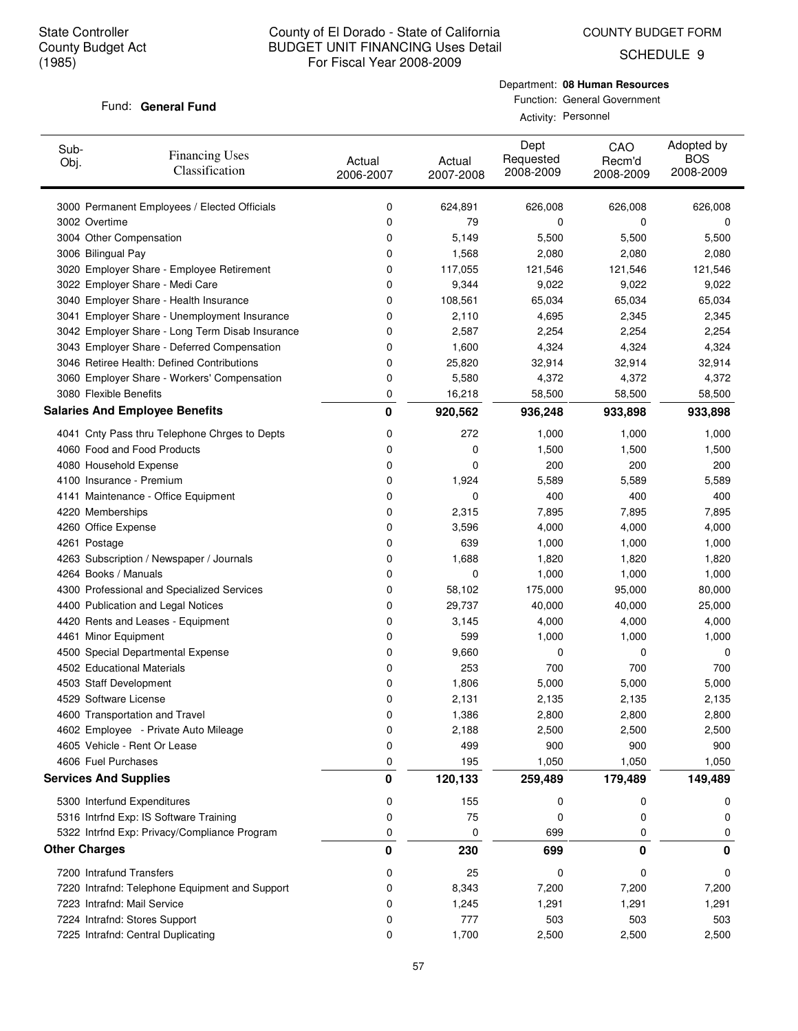State Controller
County Budget Act
(1985)

County of El Dorado - State of California
BUDGET UNIT FINANCING Uses Detail
For Fiscal Year 2008-2009

COUNTY BUDGET FORM
SCHEDULE 9

Fund: **General Fund**

Department: **08 Human Resources**
Function: General Government
Activity: Personnel

| Sub-Obj. | Financing Uses Classification | Actual 2006-2007 | Actual 2007-2008 | Dept Requested 2008-2009 | CAO Recm'd 2008-2009 | Adopted by BOS 2008-2009 |
|---|---|---|---|---|---|---|
| 3000 | Permanent Employees / Elected Officials | 0 | 624,891 | 626,008 | 626,008 | 626,008 |
| 3002 | Overtime | 0 | 79 | 0 | 0 | 0 |
| 3004 | Other Compensation | 0 | 5,149 | 5,500 | 5,500 | 5,500 |
| 3006 | Bilingual Pay | 0 | 1,568 | 2,080 | 2,080 | 2,080 |
| 3020 | Employer Share - Employee Retirement | 0 | 117,055 | 121,546 | 121,546 | 121,546 |
| 3022 | Employer Share - Medi Care | 0 | 9,344 | 9,022 | 9,022 | 9,022 |
| 3040 | Employer Share - Health Insurance | 0 | 108,561 | 65,034 | 65,034 | 65,034 |
| 3041 | Employer Share - Unemployment Insurance | 0 | 2,110 | 4,695 | 2,345 | 2,345 |
| 3042 | Employer Share - Long Term Disab Insurance | 0 | 2,587 | 2,254 | 2,254 | 2,254 |
| 3043 | Employer Share - Deferred Compensation | 0 | 1,600 | 4,324 | 4,324 | 4,324 |
| 3046 | Retiree Health: Defined Contributions | 0 | 25,820 | 32,914 | 32,914 | 32,914 |
| 3060 | Employer Share - Workers' Compensation | 0 | 5,580 | 4,372 | 4,372 | 4,372 |
| 3080 | Flexible Benefits | 0 | 16,218 | 58,500 | 58,500 | 58,500 |
| **Salaries And Employee Benefits** | | **0** | **920,562** | **936,248** | **933,898** | **933,898** |
| 4041 | Cnty Pass thru Telephone Chrges to Depts | 0 | 272 | 1,000 | 1,000 | 1,000 |
| 4060 | Food and Food Products | 0 | 0 | 1,500 | 1,500 | 1,500 |
| 4080 | Household Expense | 0 | 0 | 200 | 200 | 200 |
| 4100 | Insurance - Premium | 0 | 1,924 | 5,589 | 5,589 | 5,589 |
| 4141 | Maintenance - Office Equipment | 0 | 0 | 400 | 400 | 400 |
| 4220 | Memberships | 0 | 2,315 | 7,895 | 7,895 | 7,895 |
| 4260 | Office Expense | 0 | 3,596 | 4,000 | 4,000 | 4,000 |
| 4261 | Postage | 0 | 639 | 1,000 | 1,000 | 1,000 |
| 4263 | Subscription / Newspaper / Journals | 0 | 1,688 | 1,820 | 1,820 | 1,820 |
| 4264 | Books / Manuals | 0 | 0 | 1,000 | 1,000 | 1,000 |
| 4300 | Professional and Specialized Services | 0 | 58,102 | 175,000 | 95,000 | 80,000 |
| 4400 | Publication and Legal Notices | 0 | 29,737 | 40,000 | 40,000 | 25,000 |
| 4420 | Rents and Leases - Equipment | 0 | 3,145 | 4,000 | 4,000 | 4,000 |
| 4461 | Minor Equipment | 0 | 599 | 1,000 | 1,000 | 1,000 |
| 4500 | Special Departmental Expense | 0 | 9,660 | 0 | 0 | 0 |
| 4502 | Educational Materials | 0 | 253 | 700 | 700 | 700 |
| 4503 | Staff Development | 0 | 1,806 | 5,000 | 5,000 | 5,000 |
| 4529 | Software License | 0 | 2,131 | 2,135 | 2,135 | 2,135 |
| 4600 | Transportation and Travel | 0 | 1,386 | 2,800 | 2,800 | 2,800 |
| 4602 | Employee - Private Auto Mileage | 0 | 2,188 | 2,500 | 2,500 | 2,500 |
| 4605 | Vehicle - Rent Or Lease | 0 | 499 | 900 | 900 | 900 |
| 4606 | Fuel Purchases | 0 | 195 | 1,050 | 1,050 | 1,050 |
| **Services And Supplies** | | **0** | **120,133** | **259,489** | **179,489** | **149,489** |
| 5300 | Interfund Expenditures | 0 | 155 | 0 | 0 | 0 |
| 5316 | Intrfnd Exp: IS Software Training | 0 | 75 | 0 | 0 | 0 |
| 5322 | Intrfnd Exp: Privacy/Compliance Program | 0 | 0 | 699 | 0 | 0 |
| **Other Charges** | | **0** | **230** | **699** | **0** | **0** |
| 7200 | Intrafund Transfers | 0 | 25 | 0 | 0 | 0 |
| 7220 | Intrafnd: Telephone Equipment and Support | 0 | 8,343 | 7,200 | 7,200 | 7,200 |
| 7223 | Intrafnd: Mail Service | 0 | 1,245 | 1,291 | 1,291 | 1,291 |
| 7224 | Intrafnd: Stores Support | 0 | 777 | 503 | 503 | 503 |
| 7225 | Intrafnd: Central Duplicating | 0 | 1,700 | 2,500 | 2,500 | 2,500 |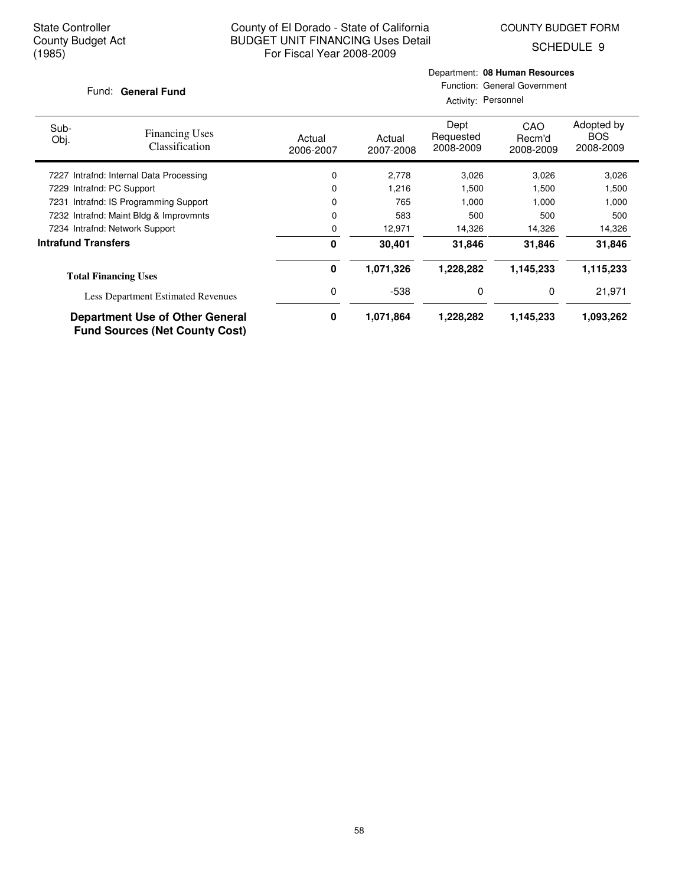State Controller
County Budget Act
(1985)

County of El Dorado - State of California
BUDGET UNIT FINANCING Uses Detail
For Fiscal Year 2008-2009

COUNTY BUDGET FORM
SCHEDULE 9

Fund: **General Fund**

Department: **08 Human Resources**
Function: General Government
Activity: Personnel

| Sub-Obj. | Financing Uses Classification | Actual 2006-2007 | Actual 2007-2008 | Dept Requested 2008-2009 | CAO Recm'd 2008-2009 | Adopted by BOS 2008-2009 |
|---|---|---|---|---|---|---|
| 7227 | Intrafnd: Internal Data Processing | 0 | 2,778 | 3,026 | 3,026 | 3,026 |
| 7229 | Intrafnd: PC Support | 0 | 1,216 | 1,500 | 1,500 | 1,500 |
| 7231 | Intrafnd: IS Programming Support | 0 | 765 | 1,000 | 1,000 | 1,000 |
| 7232 | Intrafnd: Maint Bldg & Improvmnts | 0 | 583 | 500 | 500 | 500 |
| 7234 | Intrafnd: Network Support | 0 | 12,971 | 14,326 | 14,326 | 14,326 |
| **Intrafund Transfers** | | **0** | **30,401** | **31,846** | **31,846** | **31,846** |
| **Total Financing Uses** | | **0** | **1,071,326** | **1,228,282** | **1,145,233** | **1,115,233** |
| | Less Department Estimated Revenues | 0 | -538 | 0 | 0 | 21,971 |
| **Department Use of Other General Fund Sources (Net County Cost)** | | **0** | **1,071,864** | **1,228,282** | **1,145,233** | **1,093,262** |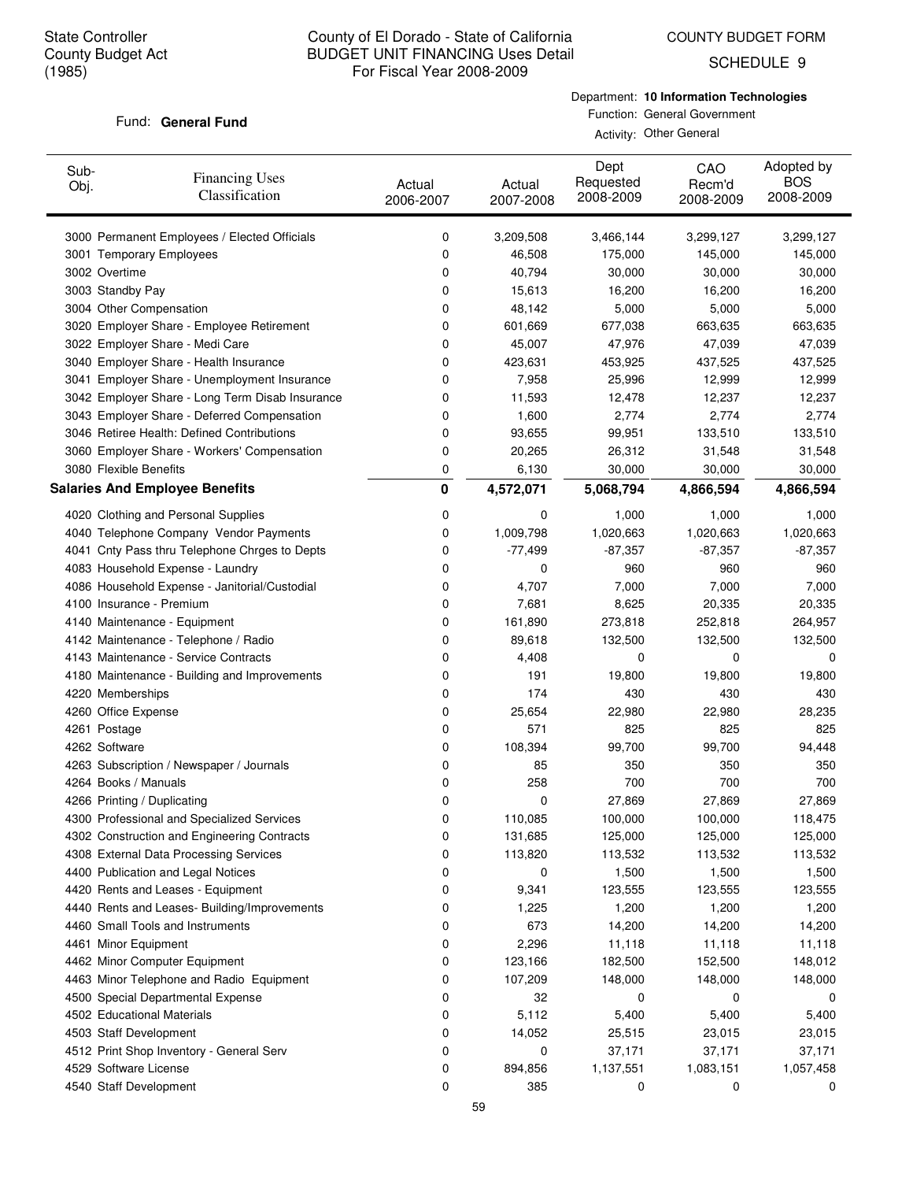State Controller
County Budget Act
(1985)

County of El Dorado - State of California
BUDGET UNIT FINANCING Uses Detail
For Fiscal Year 2008-2009

COUNTY BUDGET FORM
SCHEDULE 9

Fund: **General Fund**

Department: **10 Information Technologies**
Function: General Government
Activity: Other General

| Sub-Obj. | Financing Uses Classification | Actual 2006-2007 | Actual 2007-2008 | Dept Requested 2008-2009 | CAO Recm'd 2008-2009 | Adopted by BOS 2008-2009 |
|---|---|---|---|---|---|---|
| 3000 | Permanent Employees / Elected Officials | 0 | 3,209,508 | 3,466,144 | 3,299,127 | 3,299,127 |
| 3001 | Temporary Employees | 0 | 46,508 | 175,000 | 145,000 | 145,000 |
| 3002 | Overtime | 0 | 40,794 | 30,000 | 30,000 | 30,000 |
| 3003 | Standby Pay | 0 | 15,613 | 16,200 | 16,200 | 16,200 |
| 3004 | Other Compensation | 0 | 48,142 | 5,000 | 5,000 | 5,000 |
| 3020 | Employer Share - Employee Retirement | 0 | 601,669 | 677,038 | 663,635 | 663,635 |
| 3022 | Employer Share - Medi Care | 0 | 45,007 | 47,976 | 47,039 | 47,039 |
| 3040 | Employer Share - Health Insurance | 0 | 423,631 | 453,925 | 437,525 | 437,525 |
| 3041 | Employer Share - Unemployment Insurance | 0 | 7,958 | 25,996 | 12,999 | 12,999 |
| 3042 | Employer Share - Long Term Disab Insurance | 0 | 11,593 | 12,478 | 12,237 | 12,237 |
| 3043 | Employer Share - Deferred Compensation | 0 | 1,600 | 2,774 | 2,774 | 2,774 |
| 3046 | Retiree Health: Defined Contributions | 0 | 93,655 | 99,951 | 133,510 | 133,510 |
| 3060 | Employer Share - Workers' Compensation | 0 | 20,265 | 26,312 | 31,548 | 31,548 |
| 3080 | Flexible Benefits | 0 | 6,130 | 30,000 | 30,000 | 30,000 |
| **Salaries And Employee Benefits** | | **0** | **4,572,071** | **5,068,794** | **4,866,594** | **4,866,594** |
| 4020 | Clothing and Personal Supplies | 0 | 0 | 1,000 | 1,000 | 1,000 |
| 4040 | Telephone Company Vendor Payments | 0 | 1,009,798 | 1,020,663 | 1,020,663 | 1,020,663 |
| 4041 | Cnty Pass thru Telephone Chrges to Depts | 0 | -77,499 | -87,357 | -87,357 | -87,357 |
| 4083 | Household Expense - Laundry | 0 | 0 | 960 | 960 | 960 |
| 4086 | Household Expense - Janitorial/Custodial | 0 | 4,707 | 7,000 | 7,000 | 7,000 |
| 4100 | Insurance - Premium | 0 | 7,681 | 8,625 | 20,335 | 20,335 |
| 4140 | Maintenance - Equipment | 0 | 161,890 | 273,818 | 252,818 | 264,957 |
| 4142 | Maintenance - Telephone / Radio | 0 | 89,618 | 132,500 | 132,500 | 132,500 |
| 4143 | Maintenance - Service Contracts | 0 | 4,408 | 0 | 0 | 0 |
| 4180 | Maintenance - Building and Improvements | 0 | 191 | 19,800 | 19,800 | 19,800 |
| 4220 | Memberships | 0 | 174 | 430 | 430 | 430 |
| 4260 | Office Expense | 0 | 25,654 | 22,980 | 22,980 | 28,235 |
| 4261 | Postage | 0 | 571 | 825 | 825 | 825 |
| 4262 | Software | 0 | 108,394 | 99,700 | 99,700 | 94,448 |
| 4263 | Subscription / Newspaper / Journals | 0 | 85 | 350 | 350 | 350 |
| 4264 | Books / Manuals | 0 | 258 | 700 | 700 | 700 |
| 4266 | Printing / Duplicating | 0 | 0 | 27,869 | 27,869 | 27,869 |
| 4300 | Professional and Specialized Services | 0 | 110,085 | 100,000 | 100,000 | 118,475 |
| 4302 | Construction and Engineering Contracts | 0 | 131,685 | 125,000 | 125,000 | 125,000 |
| 4308 | External Data Processing Services | 0 | 113,820 | 113,532 | 113,532 | 113,532 |
| 4400 | Publication and Legal Notices | 0 | 0 | 1,500 | 1,500 | 1,500 |
| 4420 | Rents and Leases - Equipment | 0 | 9,341 | 123,555 | 123,555 | 123,555 |
| 4440 | Rents and Leases- Building/Improvements | 0 | 1,225 | 1,200 | 1,200 | 1,200 |
| 4460 | Small Tools and Instruments | 0 | 673 | 14,200 | 14,200 | 14,200 |
| 4461 | Minor Equipment | 0 | 2,296 | 11,118 | 11,118 | 11,118 |
| 4462 | Minor Computer Equipment | 0 | 123,166 | 182,500 | 152,500 | 148,012 |
| 4463 | Minor Telephone and Radio Equipment | 0 | 107,209 | 148,000 | 148,000 | 148,000 |
| 4500 | Special Departmental Expense | 0 | 32 | 0 | 0 | 0 |
| 4502 | Educational Materials | 0 | 5,112 | 5,400 | 5,400 | 5,400 |
| 4503 | Staff Development | 0 | 14,052 | 25,515 | 23,015 | 23,015 |
| 4512 | Print Shop Inventory - General Serv | 0 | 0 | 37,171 | 37,171 | 37,171 |
| 4529 | Software License | 0 | 894,856 | 1,137,551 | 1,083,151 | 1,057,458 |
| 4540 | Staff Development | 0 | 385 | 0 | 0 | 0 |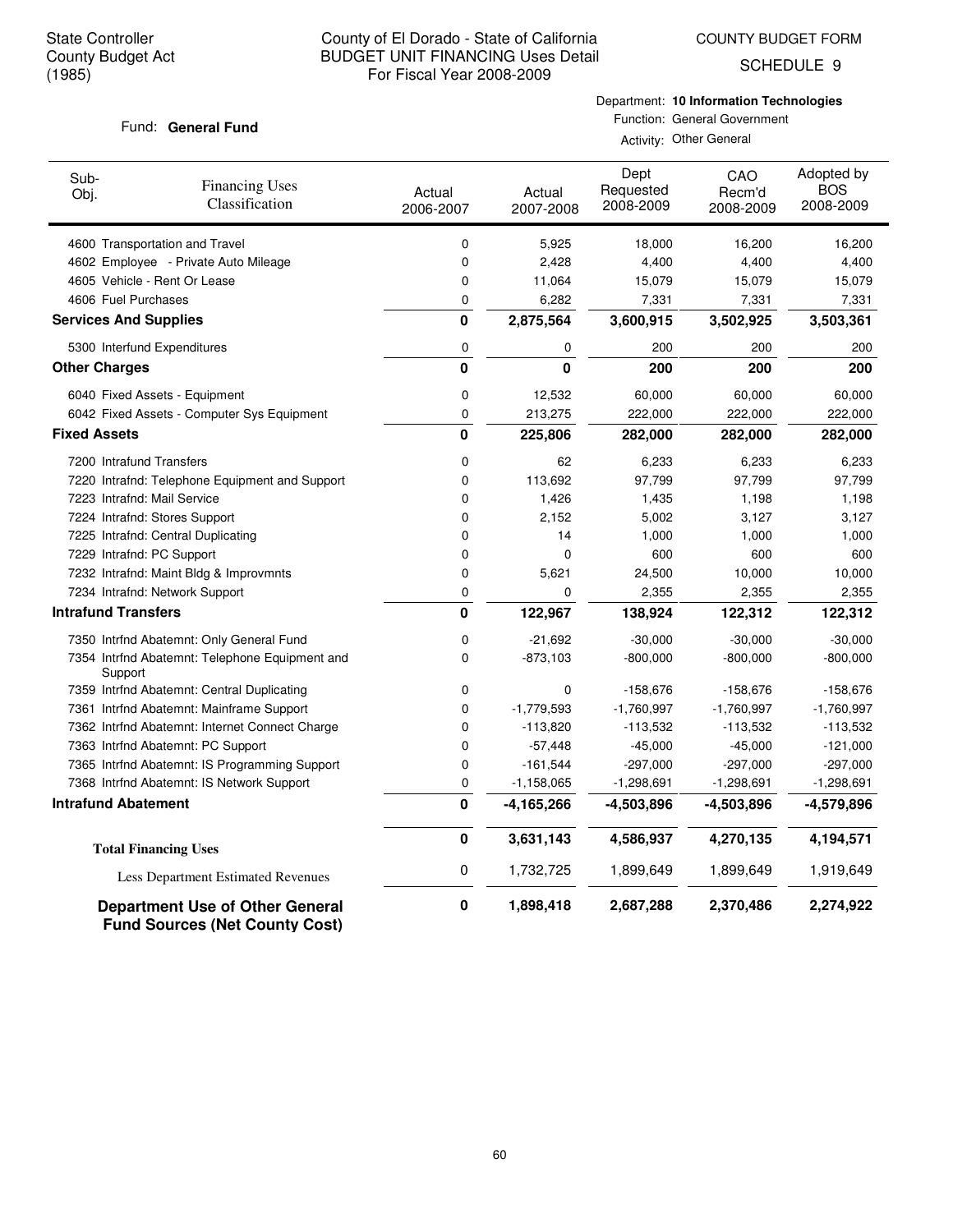State Controller
County Budget Act
(1985)

# County of El Dorado - State of California
## BUDGET UNIT FINANCING Uses Detail
For Fiscal Year 2008-2009

COUNTY BUDGET FORM
SCHEDULE 9

Fund: **General Fund**

Department: **10 Information Technologies**
Function: General Government
Activity: Other General

| Sub-Obj. | Financing Uses Classification | Actual 2006-2007 | Actual 2007-2008 | Dept Requested 2008-2009 | CAO Recm'd 2008-2009 | Adopted by BOS 2008-2009 |
|---|---|---|---|---|---|---|
| 4600 | Transportation and Travel | 0 | 5,925 | 18,000 | 16,200 | 16,200 |
| 4602 | Employee - Private Auto Mileage | 0 | 2,428 | 4,400 | 4,400 | 4,400 |
| 4605 | Vehicle - Rent Or Lease | 0 | 11,064 | 15,079 | 15,079 | 15,079 |
| 4606 | Fuel Purchases | 0 | 6,282 | 7,331 | 7,331 | 7,331 |
| **Services And Supplies** | | **0** | **2,875,564** | **3,600,915** | **3,502,925** | **3,503,361** |
| 5300 | Interfund Expenditures | 0 | 0 | 200 | 200 | 200 |
| **Other Charges** | | **0** | **0** | **200** | **200** | **200** |
| 6040 | Fixed Assets - Equipment | 0 | 12,532 | 60,000 | 60,000 | 60,000 |
| 6042 | Fixed Assets - Computer Sys Equipment | 0 | 213,275 | 222,000 | 222,000 | 222,000 |
| **Fixed Assets** | | **0** | **225,806** | **282,000** | **282,000** | **282,000** |
| 7200 | Intrafund Transfers | 0 | 62 | 6,233 | 6,233 | 6,233 |
| 7220 | Intrafnd: Telephone Equipment and Support | 0 | 113,692 | 97,799 | 97,799 | 97,799 |
| 7223 | Intrafnd: Mail Service | 0 | 1,426 | 1,435 | 1,198 | 1,198 |
| 7224 | Intrafnd: Stores Support | 0 | 2,152 | 5,002 | 3,127 | 3,127 |
| 7225 | Intrafnd: Central Duplicating | 0 | 14 | 1,000 | 1,000 | 1,000 |
| 7229 | Intrafnd: PC Support | 0 | 0 | 600 | 600 | 600 |
| 7232 | Intrafnd: Maint Bldg & Improvmnts | 0 | 5,621 | 24,500 | 10,000 | 10,000 |
| 7234 | Intrafnd: Network Support | 0 | 0 | 2,355 | 2,355 | 2,355 |
| **Intrafund Transfers** | | **0** | **122,967** | **138,924** | **122,312** | **122,312** |
| 7350 | Intrfnd Abatemnt: Only General Fund | 0 | -21,692 | -30,000 | -30,000 | -30,000 |
| 7354 | Intrfnd Abatemnt: Telephone Equipment and Support | 0 | -873,103 | -800,000 | -800,000 | -800,000 |
| 7359 | Intrfnd Abatemnt: Central Duplicating | 0 | 0 | -158,676 | -158,676 | -158,676 |
| 7361 | Intrfnd Abatemnt: Mainframe Support | 0 | -1,779,593 | -1,760,997 | -1,760,997 | -1,760,997 |
| 7362 | Intrfnd Abatemnt: Internet Connect Charge | 0 | -113,820 | -113,532 | -113,532 | -113,532 |
| 7363 | Intrfnd Abatemnt: PC Support | 0 | -57,448 | -45,000 | -45,000 | -121,000 |
| 7365 | Intrfnd Abatemnt: IS Programming Support | 0 | -161,544 | -297,000 | -297,000 | -297,000 |
| 7368 | Intrfnd Abatemnt: IS Network Support | 0 | -1,158,065 | -1,298,691 | -1,298,691 | -1,298,691 |
| **Intrafund Abatement** | | **0** | **-4,165,266** | **-4,503,896** | **-4,503,896** | **-4,579,896** |
| **Total Financing Uses** | | **0** | **3,631,143** | **4,586,937** | **4,270,135** | **4,194,571** |
| Less Department Estimated Revenues | | 0 | 1,732,725 | 1,899,649 | 1,899,649 | 1,919,649 |
| **Department Use of Other General Fund Sources (Net County Cost)** | | **0** | **1,898,418** | **2,687,288** | **2,370,486** | **2,274,922** |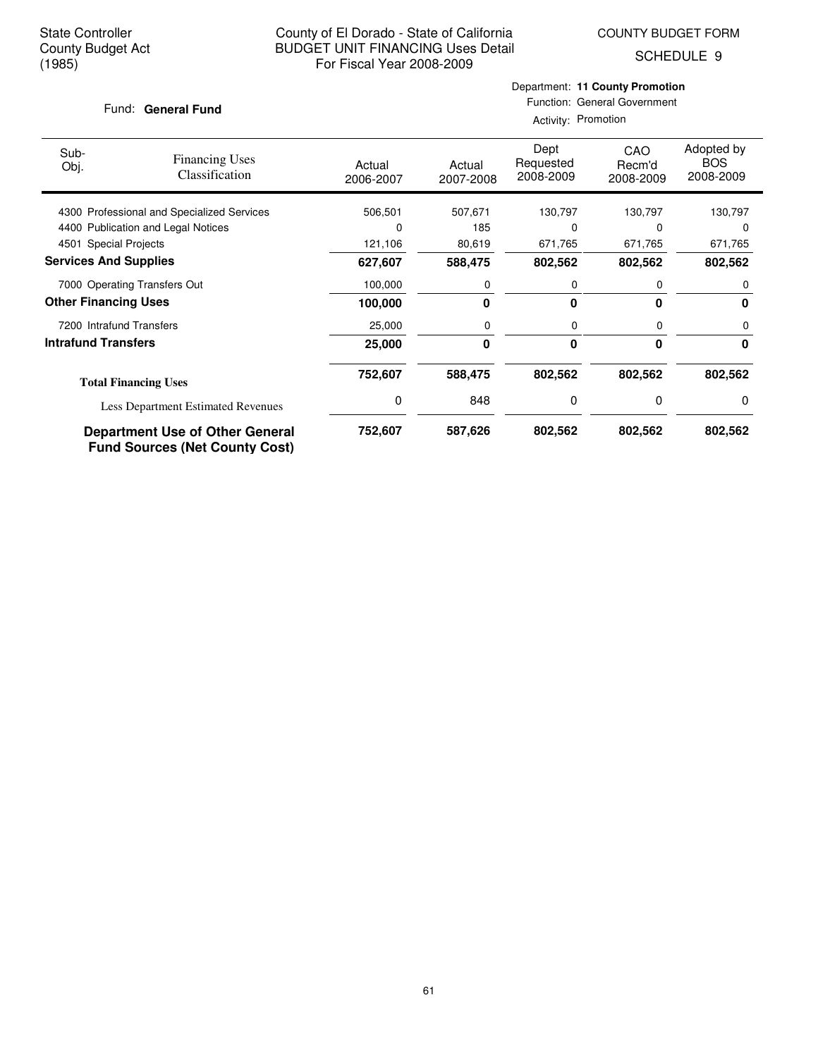State Controller
County Budget Act
(1985)

County of El Dorado - State of California
BUDGET UNIT FINANCING Uses Detail
For Fiscal Year 2008-2009

COUNTY BUDGET FORM
SCHEDULE 9

Fund: **General Fund**

Department: **11 County Promotion**
Function: General Government
Activity: Promotion

| Sub-Obj. | Financing Uses Classification | Actual 2006-2007 | Actual 2007-2008 | Dept Requested 2008-2009 | CAO Recm'd 2008-2009 | Adopted by BOS 2008-2009 |
|---|---|---|---|---|---|---|
| 4300 | Professional and Specialized Services | 506,501 | 507,671 | 130,797 | 130,797 | 130,797 |
| 4400 | Publication and Legal Notices | 0 | 185 | 0 | 0 | 0 |
| 4501 | Special Projects | 121,106 | 80,619 | 671,765 | 671,765 | 671,765 |
| **Services And Supplies** | | **627,607** | **588,475** | **802,562** | **802,562** | **802,562** |
| 7000 | Operating Transfers Out | 100,000 | 0 | 0 | 0 | 0 |
| **Other Financing Uses** | | **100,000** | **0** | **0** | **0** | **0** |
| 7200 | Intrafund Transfers | 25,000 | 0 | 0 | 0 | 0 |
| **Intrafund Transfers** | | **25,000** | **0** | **0** | **0** | **0** |
| **Total Financing Uses** | | **752,607** | **588,475** | **802,562** | **802,562** | **802,562** |
| | Less Department Estimated Revenues | 0 | 848 | 0 | 0 | 0 |
| **Department Use of Other General Fund Sources (Net County Cost)** | | **752,607** | **587,626** | **802,562** | **802,562** | **802,562** |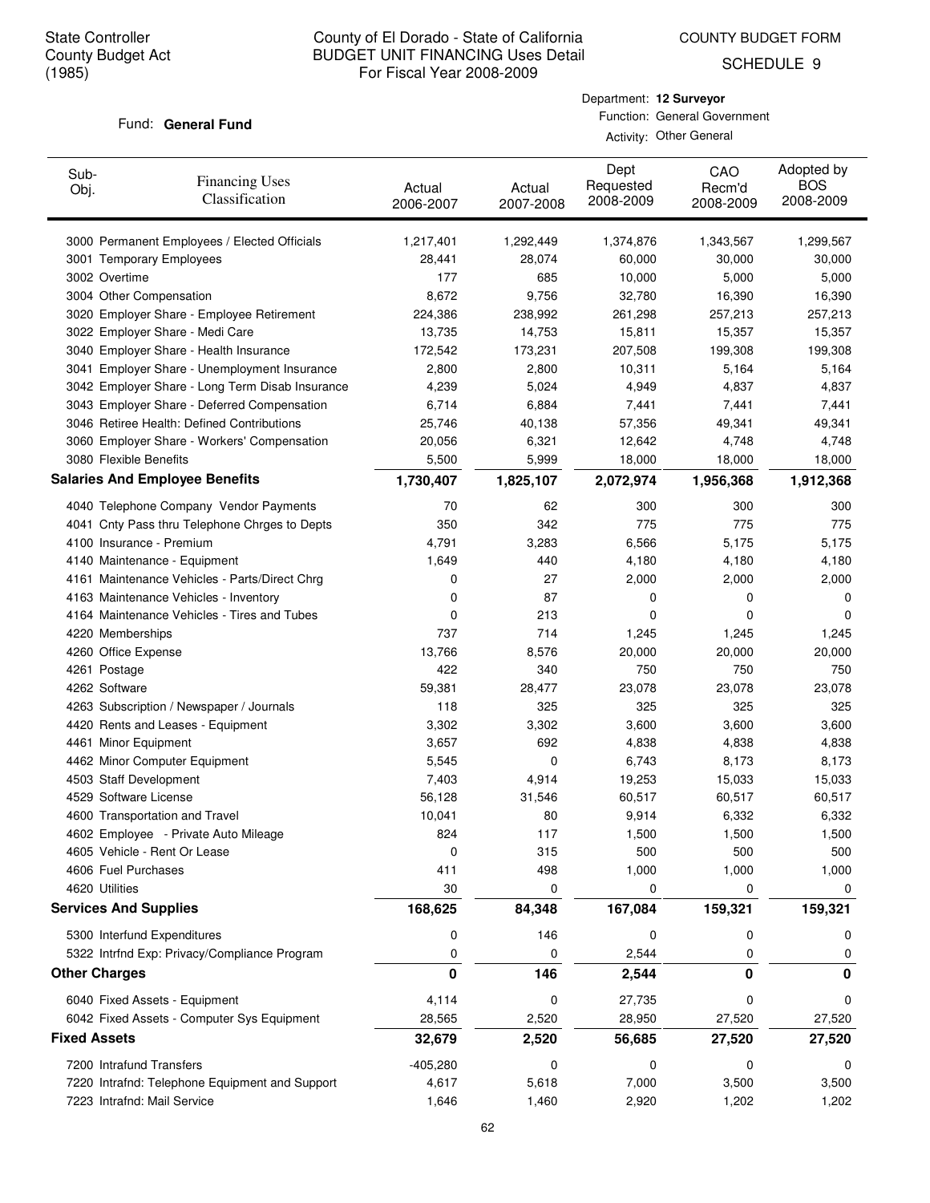State Controller
County Budget Act
(1985)

# County of El Dorado - State of California
## BUDGET UNIT FINANCING Uses Detail
For Fiscal Year 2008-2009

COUNTY BUDGET FORM
SCHEDULE 9

Fund: **General Fund**

Department: **12 Surveyor**
Function: General Government
Activity: Other General

| Sub-Obj. | Financing Uses Classification | Actual 2006-2007 | Actual 2007-2008 | Dept Requested 2008-2009 | CAO Recm'd 2008-2009 | Adopted by BOS 2008-2009 |
|---|---|---|---|---|---|---|
| 3000 | Permanent Employees / Elected Officials | 1,217,401 | 1,292,449 | 1,374,876 | 1,343,567 | 1,299,567 |
| 3001 | Temporary Employees | 28,441 | 28,074 | 60,000 | 30,000 | 30,000 |
| 3002 | Overtime | 177 | 685 | 10,000 | 5,000 | 5,000 |
| 3004 | Other Compensation | 8,672 | 9,756 | 32,780 | 16,390 | 16,390 |
| 3020 | Employer Share - Employee Retirement | 224,386 | 238,992 | 261,298 | 257,213 | 257,213 |
| 3022 | Employer Share - Medi Care | 13,735 | 14,753 | 15,811 | 15,357 | 15,357 |
| 3040 | Employer Share - Health Insurance | 172,542 | 173,231 | 207,508 | 199,308 | 199,308 |
| 3041 | Employer Share - Unemployment Insurance | 2,800 | 2,800 | 10,311 | 5,164 | 5,164 |
| 3042 | Employer Share - Long Term Disab Insurance | 4,239 | 5,024 | 4,949 | 4,837 | 4,837 |
| 3043 | Employer Share - Deferred Compensation | 6,714 | 6,884 | 7,441 | 7,441 | 7,441 |
| 3046 | Retiree Health: Defined Contributions | 25,746 | 40,138 | 57,356 | 49,341 | 49,341 |
| 3060 | Employer Share - Workers' Compensation | 20,056 | 6,321 | 12,642 | 4,748 | 4,748 |
| 3080 | Flexible Benefits | 5,500 | 5,999 | 18,000 | 18,000 | 18,000 |
| **Salaries And Employee Benefits** | | **1,730,407** | **1,825,107** | **2,072,974** | **1,956,368** | **1,912,368** |
| 4040 | Telephone Company Vendor Payments | 70 | 62 | 300 | 300 | 300 |
| 4041 | Cnty Pass thru Telephone Chrges to Depts | 350 | 342 | 775 | 775 | 775 |
| 4100 | Insurance - Premium | 4,791 | 3,283 | 6,566 | 5,175 | 5,175 |
| 4140 | Maintenance - Equipment | 1,649 | 440 | 4,180 | 4,180 | 4,180 |
| 4161 | Maintenance Vehicles - Parts/Direct Chrg | 0 | 27 | 2,000 | 2,000 | 2,000 |
| 4163 | Maintenance Vehicles - Inventory | 0 | 87 | 0 | 0 | 0 |
| 4164 | Maintenance Vehicles - Tires and Tubes | 0 | 213 | 0 | 0 | 0 |
| 4220 | Memberships | 737 | 714 | 1,245 | 1,245 | 1,245 |
| 4260 | Office Expense | 13,766 | 8,576 | 20,000 | 20,000 | 20,000 |
| 4261 | Postage | 422 | 340 | 750 | 750 | 750 |
| 4262 | Software | 59,381 | 28,477 | 23,078 | 23,078 | 23,078 |
| 4263 | Subscription / Newspaper / Journals | 118 | 325 | 325 | 325 | 325 |
| 4420 | Rents and Leases - Equipment | 3,302 | 3,302 | 3,600 | 3,600 | 3,600 |
| 4461 | Minor Equipment | 3,657 | 692 | 4,838 | 4,838 | 4,838 |
| 4462 | Minor Computer Equipment | 5,545 | 0 | 6,743 | 8,173 | 8,173 |
| 4503 | Staff Development | 7,403 | 4,914 | 19,253 | 15,033 | 15,033 |
| 4529 | Software License | 56,128 | 31,546 | 60,517 | 60,517 | 60,517 |
| 4600 | Transportation and Travel | 10,041 | 80 | 9,914 | 6,332 | 6,332 |
| 4602 | Employee - Private Auto Mileage | 824 | 117 | 1,500 | 1,500 | 1,500 |
| 4605 | Vehicle - Rent Or Lease | 0 | 315 | 500 | 500 | 500 |
| 4606 | Fuel Purchases | 411 | 498 | 1,000 | 1,000 | 1,000 |
| 4620 | Utilities | 30 | 0 | 0 | 0 | 0 |
| **Services And Supplies** | | **168,625** | **84,348** | **167,084** | **159,321** | **159,321** |
| 5300 | Interfund Expenditures | 0 | 146 | 0 | 0 | 0 |
| 5322 | Intrfnd Exp: Privacy/Compliance Program | 0 | 0 | 2,544 | 0 | 0 |
| **Other Charges** | | **0** | **146** | **2,544** | **0** | **0** |
| 6040 | Fixed Assets - Equipment | 4,114 | 0 | 27,735 | 0 | 0 |
| 6042 | Fixed Assets - Computer Sys Equipment | 28,565 | 2,520 | 28,950 | 27,520 | 27,520 |
| **Fixed Assets** | | **32,679** | **2,520** | **56,685** | **27,520** | **27,520** |
| 7200 | Intrafund Transfers | -405,280 | 0 | 0 | 0 | 0 |
| 7220 | Intrafnd: Telephone Equipment and Support | 4,617 | 5,618 | 7,000 | 3,500 | 3,500 |
| 7223 | Intrafnd: Mail Service | 1,646 | 1,460 | 2,920 | 1,202 | 1,202 |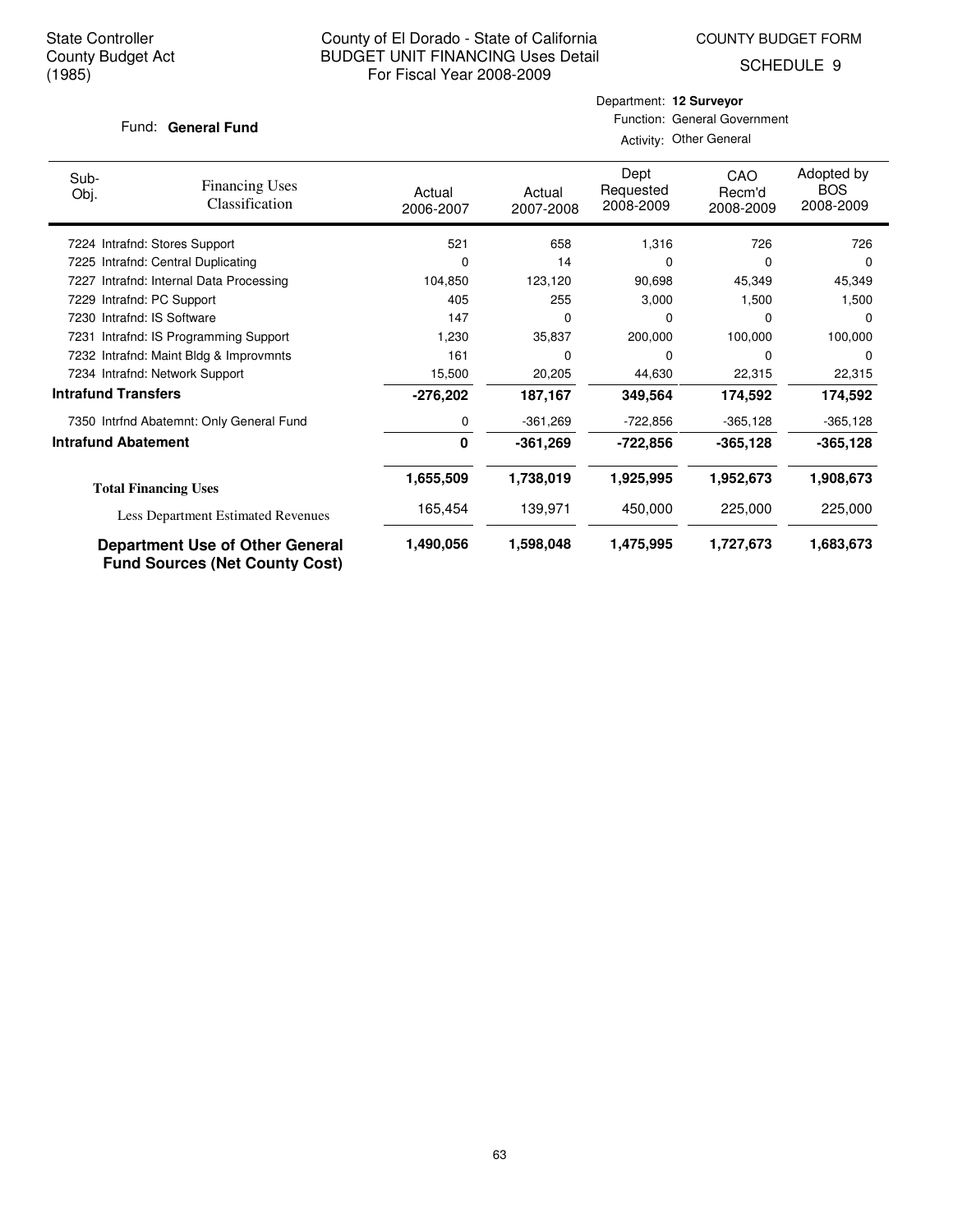State Controller
County Budget Act
(1985)

County of El Dorado - State of California
BUDGET UNIT FINANCING Uses Detail
For Fiscal Year 2008-2009

COUNTY BUDGET FORM
SCHEDULE 9

Fund: **General Fund**

Department: **12 Surveyor**
Function: General Government
Activity: Other General

| Sub-Obj. | Financing Uses Classification | Actual 2006-2007 | Actual 2007-2008 | Dept Requested 2008-2009 | CAO Recm'd 2008-2009 | Adopted by BOS 2008-2009 |
|---|---|---|---|---|---|---|
| 7224 | Intrafnd: Stores Support | 521 | 658 | 1,316 | 726 | 726 |
| 7225 | Intrafnd: Central Duplicating | 0 | 14 | 0 | 0 | 0 |
| 7227 | Intrafnd: Internal Data Processing | 104,850 | 123,120 | 90,698 | 45,349 | 45,349 |
| 7229 | Intrafnd: PC Support | 405 | 255 | 3,000 | 1,500 | 1,500 |
| 7230 | Intrafnd: IS Software | 147 | 0 | 0 | 0 | 0 |
| 7231 | Intrafnd: IS Programming Support | 1,230 | 35,837 | 200,000 | 100,000 | 100,000 |
| 7232 | Intrafnd: Maint Bldg & Improvmnts | 161 | 0 | 0 | 0 | 0 |
| 7234 | Intrafnd: Network Support | 15,500 | 20,205 | 44,630 | 22,315 | 22,315 |
| **Intrafund Transfers** | | **-276,202** | **187,167** | **349,564** | **174,592** | **174,592** |
| 7350 | Intrfnd Abatemnt: Only General Fund | 0 | -361,269 | -722,856 | -365,128 | -365,128 |
| **Intrafund Abatement** | | **0** | **-361,269** | **-722,856** | **-365,128** | **-365,128** |
| **Total Financing Uses** | | **1,655,509** | **1,738,019** | **1,925,995** | **1,952,673** | **1,908,673** |
| Less Department Estimated Revenues | | 165,454 | 139,971 | 450,000 | 225,000 | 225,000 |
| **Department Use of Other General Fund Sources (Net County Cost)** | | **1,490,056** | **1,598,048** | **1,475,995** | **1,727,673** | **1,683,673** |